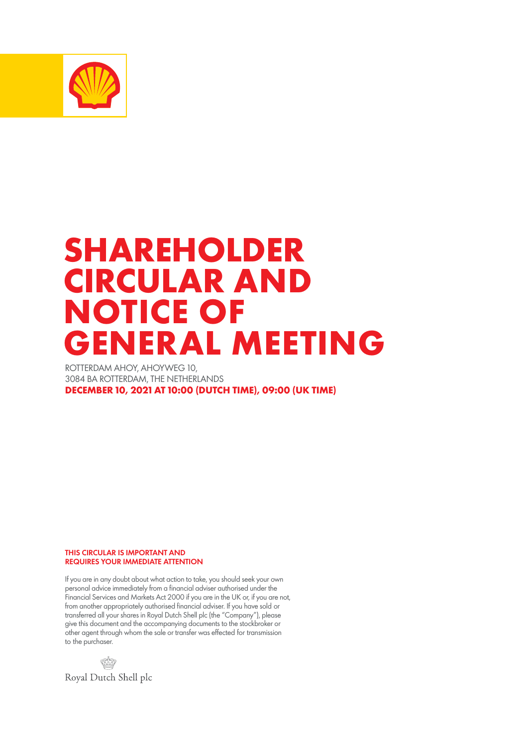# SHAREHOLDER CIRCULAR AND NOTICE OF GENERAL MEETING

ROTTERDAM AHOY, AHOYWEG 10,
3084 BA ROTTERDAM, THE NETHERLANDS

**DECEMBER 10, 2021 AT 10:00 (DUTCH TIME), 09:00 (UK TIME)**

**THIS CIRCULAR IS IMPORTANT AND REQUIRES YOUR IMMEDIATE ATTENTION**

If you are in any doubt about what action to take, you should seek your own personal advice immediately from a financial adviser authorised under the Financial Services and Markets Act 2000 if you are in the UK or, if you are not, from another appropriately authorised financial adviser. If you have sold or transferred all your shares in Royal Dutch Shell plc (the "Company"), please give this document and the accompanying documents to the stockbroker or other agent through whom the sale or transfer was effected for transmission to the purchaser.

Royal Dutch Shell plc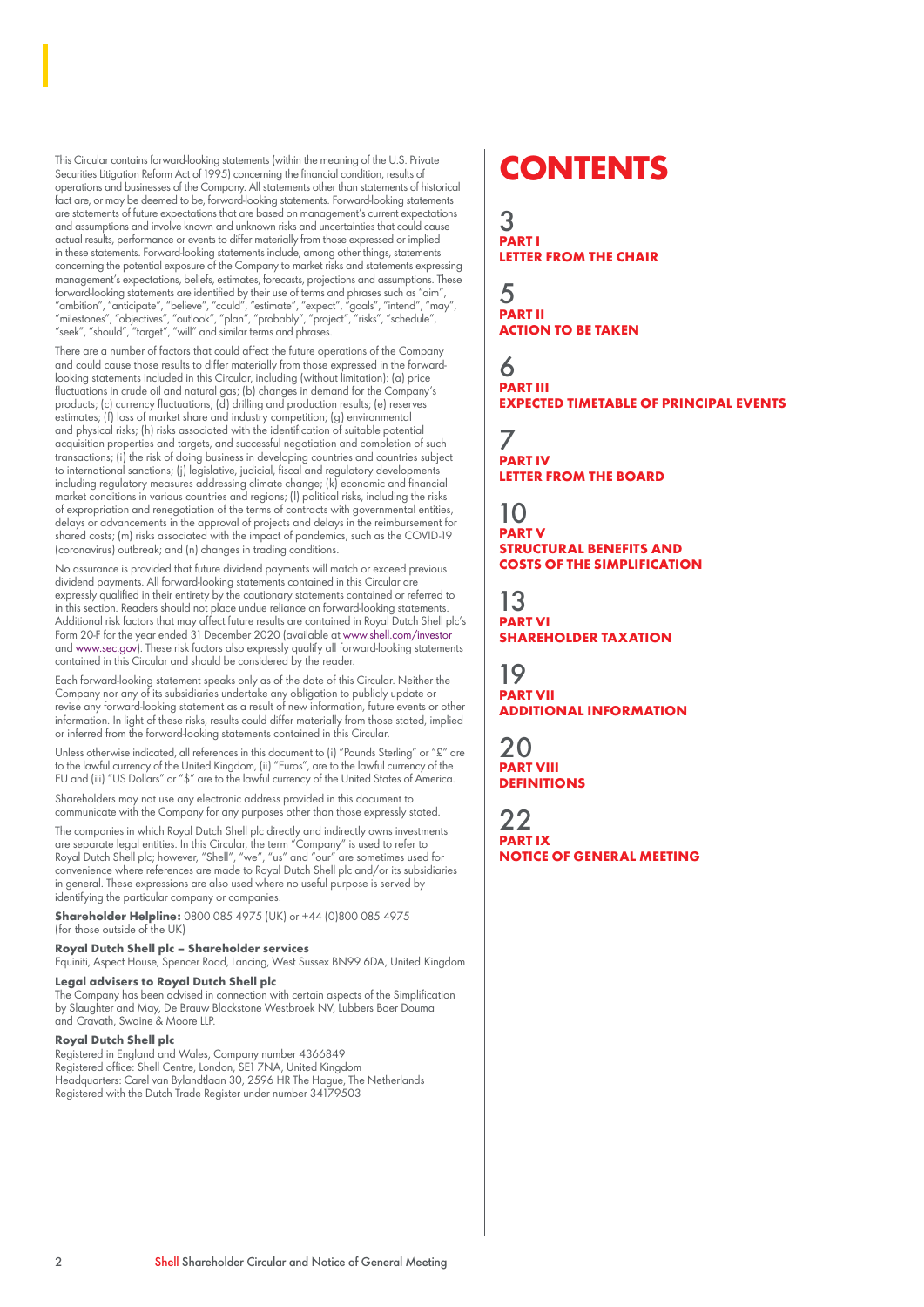This Circular contains forward-looking statements (within the meaning of the U.S. Private Securities Litigation Reform Act of 1995) concerning the financial condition, results of operations and businesses of the Company. All statements other than statements of historical fact are, or may be deemed to be, forward-looking statements. Forward-looking statements are statements of future expectations that are based on management's current expectations and assumptions and involve known and unknown risks and uncertainties that could cause actual results, performance or events to differ materially from those expressed or implied in these statements. Forward-looking statements include, among other things, statements concerning the potential exposure of the Company to market risks and statements expressing management's expectations, beliefs, estimates, forecasts, projections and assumptions. These forward-looking statements are identified by their use of terms and phrases such as "aim", "ambition", "anticipate", "believe", "could", "estimate", "expect", "goals", "intend", "may", "milestones", "objectives", "outlook", "plan", "probably", "project", "risks", "schedule", "seek", "should", "target", "will" and similar terms and phrases.

There are a number of factors that could affect the future operations of the Company and could cause those results to differ materially from those expressed in the forward-looking statements included in this Circular, including (without limitation): (a) price fluctuations in crude oil and natural gas; (b) changes in demand for the Company's products; (c) currency fluctuations; (d) drilling and production results; (e) reserves estimates; (f) loss of market share and industry competition; (g) environmental and physical risks; (h) risks associated with the identification of suitable potential acquisition properties and targets, and successful negotiation and completion of such transactions; (i) the risk of doing business in developing countries and countries subject to international sanctions; (j) legislative, judicial, fiscal and regulatory developments including regulatory measures addressing climate change; (k) economic and financial market conditions in various countries and regions; (l) political risks, including the risks of expropriation and renegotiation of the terms of contracts with governmental entities, delays or advancements in the approval of projects and delays in the reimbursement for shared costs; (m) risks associated with the impact of pandemics, such as the COVID-19 (coronavirus) outbreak; and (n) changes in trading conditions.

No assurance is provided that future dividend payments will match or exceed previous dividend payments. All forward-looking statements contained in this Circular are expressly qualified in their entirety by the cautionary statements contained or referred to in this section. Readers should not place undue reliance on forward-looking statements. Additional risk factors that may affect future results are contained in Royal Dutch Shell plc's Form 20-F for the year ended 31 December 2020 (available at www.shell.com/investor and www.sec.gov). These risk factors also expressly qualify all forward-looking statements contained in this Circular and should be considered by the reader.

Each forward-looking statement speaks only as of the date of this Circular. Neither the Company nor any of its subsidiaries undertake any obligation to publicly update or revise any forward-looking statement as a result of new information, future events or other information. In light of these risks, results could differ materially from those stated, implied or inferred from the forward-looking statements contained in this Circular.

Unless otherwise indicated, all references in this document to (i) "Pounds Sterling" or "£" are to the lawful currency of the United Kingdom, (ii) "Euros", are to the lawful currency of the EU and (iii) "US Dollars" or "$" are to the lawful currency of the United States of America.

Shareholders may not use any electronic address provided in this document to communicate with the Company for any purposes other than those expressly stated.

The companies in which Royal Dutch Shell plc directly and indirectly owns investments are separate legal entities. In this Circular, the term "Company" is used to refer to Royal Dutch Shell plc; however, "Shell", "we", "us" and "our" are sometimes used for convenience where references are made to Royal Dutch Shell plc and/or its subsidiaries in general. These expressions are also used where no useful purpose is served by identifying the particular company or companies.

**Shareholder Helpline:** 0800 085 4975 (UK) or +44 (0)800 085 4975 (for those outside of the UK)

**Royal Dutch Shell plc – Shareholder services**
Equiniti, Aspect House, Spencer Road, Lancing, West Sussex BN99 6DA, United Kingdom

**Legal advisers to Royal Dutch Shell plc**
The Company has been advised in connection with certain aspects of the Simplification by Slaughter and May, De Brauw Blackstone Westbroek NV, Lubbers Boer Douma and Cravath, Swaine & Moore LLP.

**Royal Dutch Shell plc**
Registered in England and Wales, Company number 4366849
Registered office: Shell Centre, London, SE1 7NA, United Kingdom
Headquarters: Carel van Bylandtlaan 30, 2596 HR The Hague, The Netherlands
Registered with the Dutch Trade Register under number 34179503

# CONTENTS

3 **PART I** **LETTER FROM THE CHAIR**

5 **PART II** **ACTION TO BE TAKEN**

6 **PART III** **EXPECTED TIMETABLE OF PRINCIPAL EVENTS**

7 **PART IV** **LETTER FROM THE BOARD**

10 **PART V** **STRUCTURAL BENEFITS AND COSTS OF THE SIMPLIFICATION**

13 **PART VI** **SHAREHOLDER TAXATION**

19 **PART VII** **ADDITIONAL INFORMATION**

20 **PART VIII** **DEFINITIONS**

22 **PART IX** **NOTICE OF GENERAL MEETING**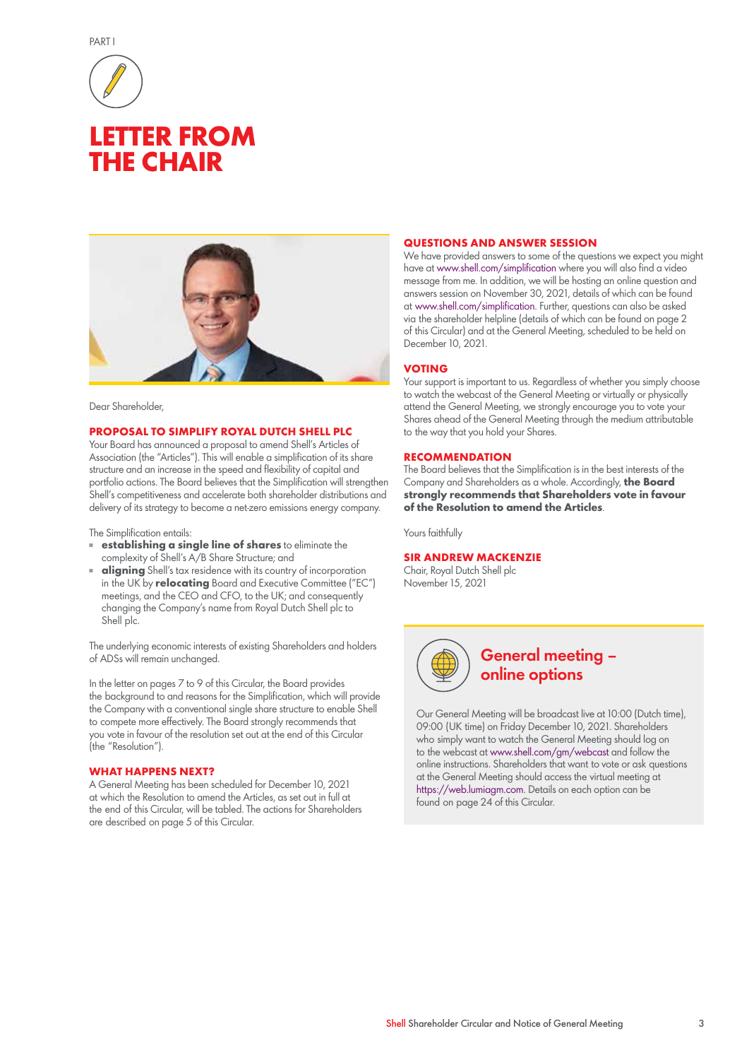PART I

# LETTER FROM THE CHAIR

Dear Shareholder,

## PROPOSAL TO SIMPLIFY ROYAL DUTCH SHELL PLC

Your Board has announced a proposal to amend Shell's Articles of Association (the "Articles"). This will enable a simplification of its share structure and an increase in the speed and flexibility of capital and portfolio actions. The Board believes that the Simplification will strengthen Shell's competitiveness and accelerate both shareholder distributions and delivery of its strategy to become a net-zero emissions energy company.

The Simplification entails:

- **establishing a single line of shares** to eliminate the complexity of Shell's A/B Share Structure; and
- **aligning** Shell's tax residence with its country of incorporation in the UK by **relocating** Board and Executive Committee ("EC") meetings, and the CEO and CFO, to the UK; and consequently changing the Company's name from Royal Dutch Shell plc to Shell plc.

The underlying economic interests of existing Shareholders and holders of ADSs will remain unchanged.

In the letter on pages 7 to 9 of this Circular, the Board provides the background to and reasons for the Simplification, which will provide the Company with a conventional single share structure to enable Shell to compete more effectively. The Board strongly recommends that you vote in favour of the resolution set out at the end of this Circular (the "Resolution").

## WHAT HAPPENS NEXT?

A General Meeting has been scheduled for December 10, 2021 at which the Resolution to amend the Articles, as set out in full at the end of this Circular, will be tabled. The actions for Shareholders are described on page 5 of this Circular.

## QUESTIONS AND ANSWER SESSION

We have provided answers to some of the questions we expect you might have at www.shell.com/simplification where you will also find a video message from me. In addition, we will be hosting an online question and answers session on November 30, 2021, details of which can be found at www.shell.com/simplification. Further, questions can also be asked via the shareholder helpline (details of which can be found on page 2 of this Circular) and at the General Meeting, scheduled to be held on December 10, 2021.

## VOTING

Your support is important to us. Regardless of whether you simply choose to watch the webcast of the General Meeting or virtually or physically attend the General Meeting, we strongly encourage you to vote your Shares ahead of the General Meeting through the medium attributable to the way that you hold your Shares.

## RECOMMENDATION

The Board believes that the Simplification is in the best interests of the Company and Shareholders as a whole. Accordingly, **the Board strongly recommends that Shareholders vote in favour of the Resolution to amend the Articles**.

Yours faithfully

**SIR ANDREW MACKENZIE**
Chair, Royal Dutch Shell plc
November 15, 2021

## General meeting – online options

Our General Meeting will be broadcast live at 10:00 (Dutch time), 09:00 (UK time) on Friday December 10, 2021. Shareholders who simply want to watch the General Meeting should log on to the webcast at www.shell.com/gm/webcast and follow the online instructions. Shareholders that want to vote or ask questions at the General Meeting should access the virtual meeting at https://web.lumiagm.com. Details on each option can be found on page 24 of this Circular.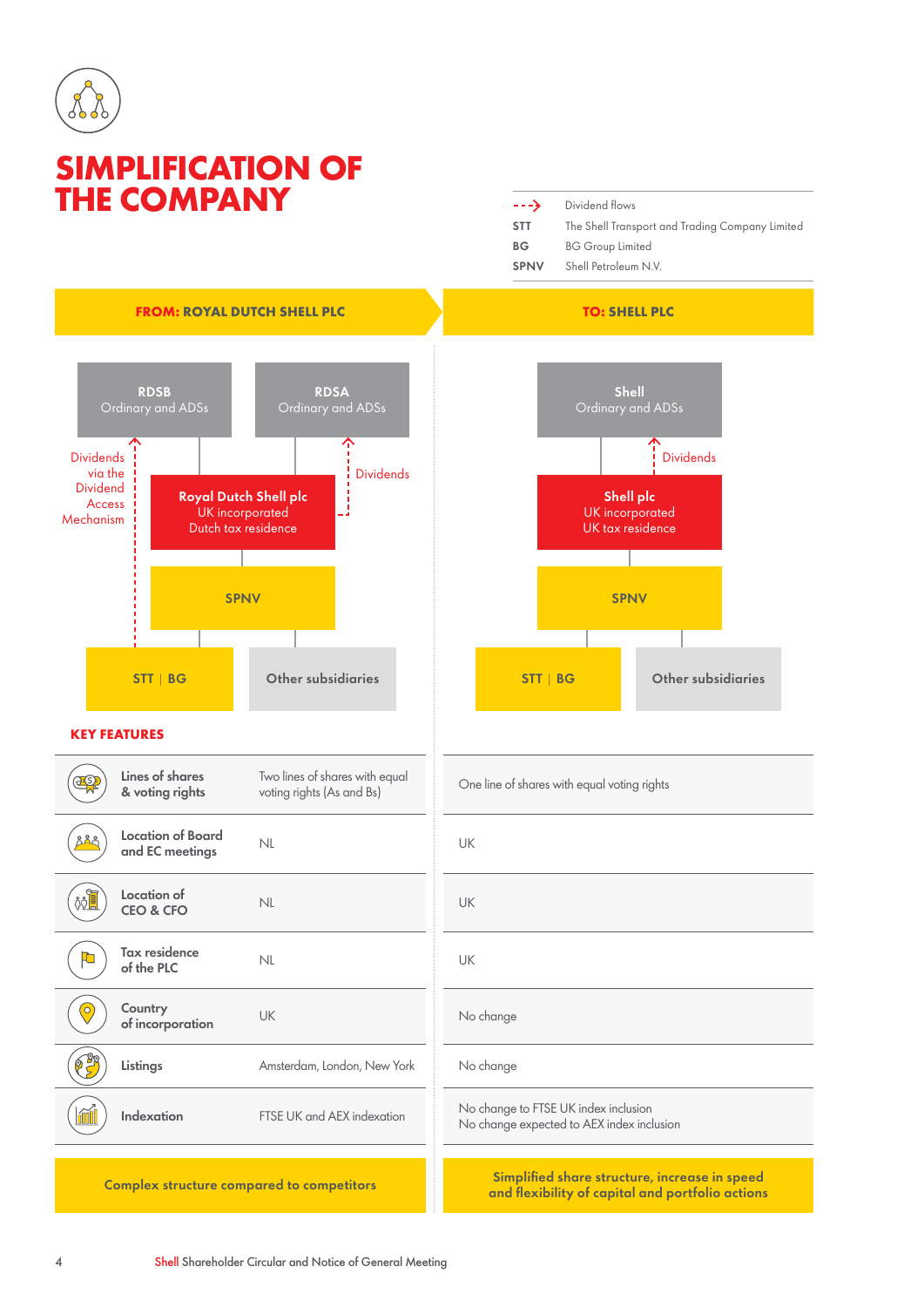# SIMPLIFICATION OF THE COMPANY

| | |
|---|---|
| - - -> | Dividend flows |
| STT | The Shell Transport and Trading Company Limited |
| BG | BG Group Limited |
| SPNV | Shell Petroleum N.V. |

**FROM: ROYAL DUTCH SHELL PLC**

- RDSB Ordinary and ADSs
- RDSA Ordinary and ADSs
- Dividends via the Dividend Access Mechanism
- Dividends
- Royal Dutch Shell plc UK incorporated Dutch tax residence
- SPNV
- STT | BG
- Other subsidiaries

**TO: SHELL PLC**

- Shell Ordinary and ADSs
- Dividends
- Shell plc UK incorporated UK tax residence
- SPNV
- STT | BG
- Other subsidiaries

## KEY FEATURES

| Feature | From: Royal Dutch Shell plc | To: Shell plc |
|---|---|---|
| Lines of shares & voting rights | Two lines of shares with equal voting rights (As and Bs) | One line of shares with equal voting rights |
| Location of Board and EC meetings | NL | UK |
| Location of CEO & CFO | NL | UK |
| Tax residence of the PLC | NL | UK |
| Country of incorporation | UK | No change |
| Listings | Amsterdam, London, New York | No change |
| Indexation | FTSE UK and AEX indexation | No change to FTSE UK index inclusion<br>No change expected to AEX index inclusion |
| | **Complex structure compared to competitors** | **Simplified share structure, increase in speed and flexibility of capital and portfolio actions** |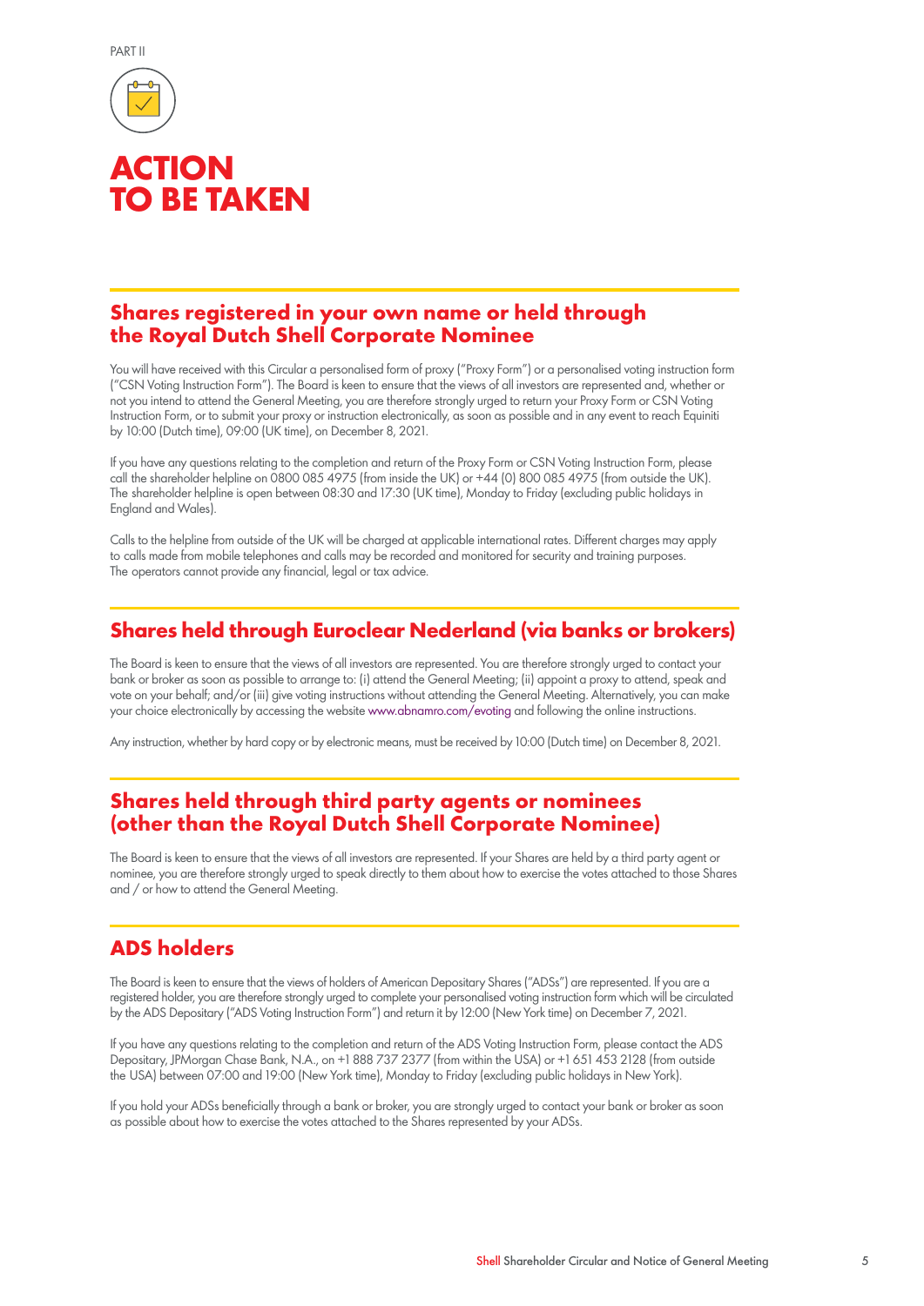PART II

# ACTION TO BE TAKEN

## Shares registered in your own name or held through the Royal Dutch Shell Corporate Nominee

You will have received with this Circular a personalised form of proxy ("Proxy Form") or a personalised voting instruction form ("CSN Voting Instruction Form"). The Board is keen to ensure that the views of all investors are represented and, whether or not you intend to attend the General Meeting, you are therefore strongly urged to return your Proxy Form or CSN Voting Instruction Form, or to submit your proxy or instruction electronically, as soon as possible and in any event to reach Equiniti by 10:00 (Dutch time), 09:00 (UK time), on December 8, 2021.

If you have any questions relating to the completion and return of the Proxy Form or CSN Voting Instruction Form, please call the shareholder helpline on 0800 085 4975 (from inside the UK) or +44 (0) 800 085 4975 (from outside the UK). The shareholder helpline is open between 08:30 and 17:30 (UK time), Monday to Friday (excluding public holidays in England and Wales).

Calls to the helpline from outside of the UK will be charged at applicable international rates. Different charges may apply to calls made from mobile telephones and calls may be recorded and monitored for security and training purposes. The operators cannot provide any financial, legal or tax advice.

## Shares held through Euroclear Nederland (via banks or brokers)

The Board is keen to ensure that the views of all investors are represented. You are therefore strongly urged to contact your bank or broker as soon as possible to arrange to: (i) attend the General Meeting; (ii) appoint a proxy to attend, speak and vote on your behalf; and/or (iii) give voting instructions without attending the General Meeting. Alternatively, you can make your choice electronically by accessing the website www.abnamro.com/evoting and following the online instructions.

Any instruction, whether by hard copy or by electronic means, must be received by 10:00 (Dutch time) on December 8, 2021.

## Shares held through third party agents or nominees (other than the Royal Dutch Shell Corporate Nominee)

The Board is keen to ensure that the views of all investors are represented. If your Shares are held by a third party agent or nominee, you are therefore strongly urged to speak directly to them about how to exercise the votes attached to those Shares and / or how to attend the General Meeting.

## ADS holders

The Board is keen to ensure that the views of holders of American Depositary Shares ("ADSs") are represented. If you are a registered holder, you are therefore strongly urged to complete your personalised voting instruction form which will be circulated by the ADS Depositary ("ADS Voting Instruction Form") and return it by 12:00 (New York time) on December 7, 2021.

If you have any questions relating to the completion and return of the ADS Voting Instruction Form, please contact the ADS Depositary, JPMorgan Chase Bank, N.A., on +1 888 737 2377 (from within the USA) or +1 651 453 2128 (from outside the USA) between 07:00 and 19:00 (New York time), Monday to Friday (excluding public holidays in New York).

If you hold your ADSs beneficially through a bank or broker, you are strongly urged to contact your bank or broker as soon as possible about how to exercise the votes attached to the Shares represented by your ADSs.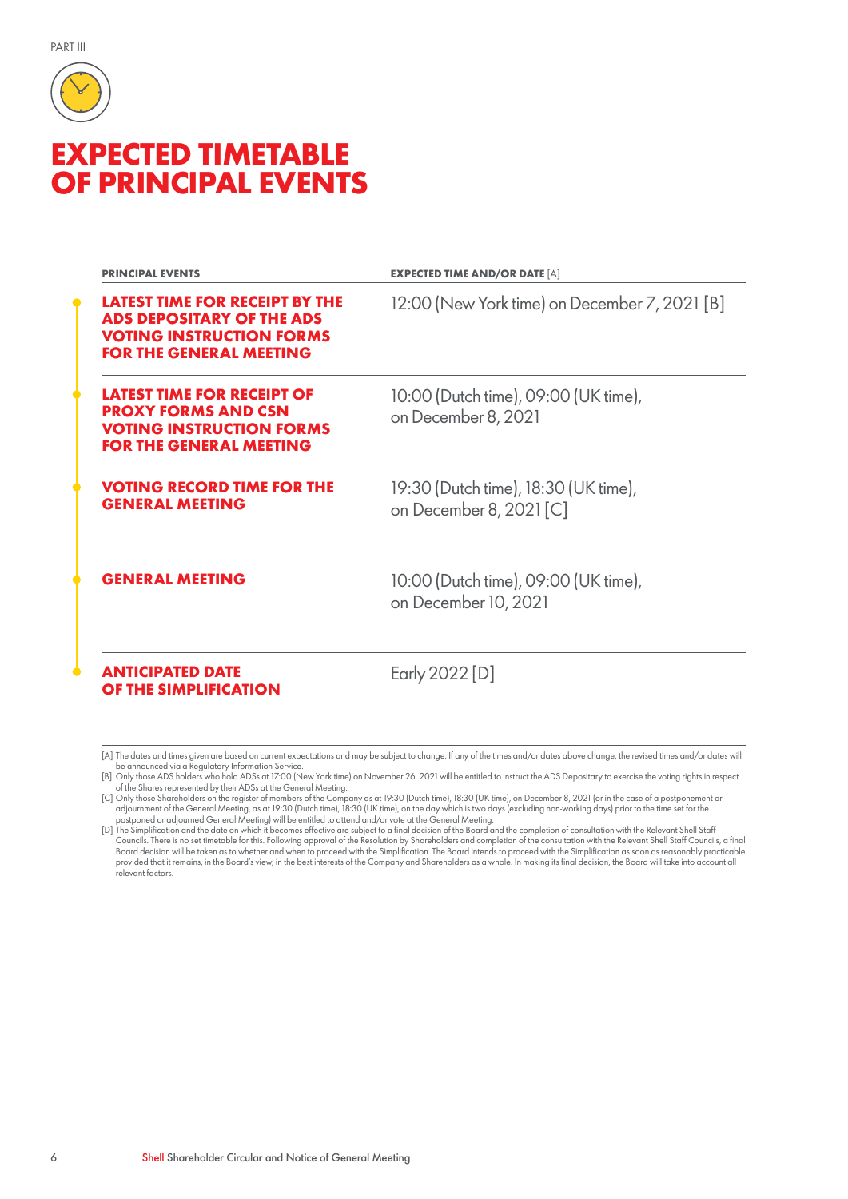PART III

# EXPECTED TIMETABLE OF PRINCIPAL EVENTS

| PRINCIPAL EVENTS | EXPECTED TIME AND/OR DATE [A] |
|---|---|
| **LATEST TIME FOR RECEIPT BY THE ADS DEPOSITARY OF THE ADS VOTING INSTRUCTION FORMS FOR THE GENERAL MEETING** | 12:00 (New York time) on December 7, 2021 [B] |
| **LATEST TIME FOR RECEIPT OF PROXY FORMS AND CSN VOTING INSTRUCTION FORMS FOR THE GENERAL MEETING** | 10:00 (Dutch time), 09:00 (UK time), on December 8, 2021 |
| **VOTING RECORD TIME FOR THE GENERAL MEETING** | 19:30 (Dutch time), 18:30 (UK time), on December 8, 2021 [C] |
| **GENERAL MEETING** | 10:00 (Dutch time), 09:00 (UK time), on December 10, 2021 |
| **ANTICIPATED DATE OF THE SIMPLIFICATION** | Early 2022 [D] |

[A] The dates and times given are based on current expectations and may be subject to change. If any of the times and/or dates above change, the revised times and/or dates will be announced via a Regulatory Information Service.

[B] Only those ADS holders who hold ADSs at 17:00 (New York time) on November 26, 2021 will be entitled to instruct the ADS Depositary to exercise the voting rights in respect of the Shares represented by their ADSs at the General Meeting.

[C] Only those Shareholders on the register of members of the Company as at 19:30 (Dutch time), 18:30 (UK time), on December 8, 2021 (or in the case of a postponement or adjournment of the General Meeting, as at 19:30 (Dutch time), 18:30 (UK time), on the day which is two days (excluding non-working days) prior to the time set for the postponed or adjourned General Meeting) will be entitled to attend and/or vote at the General Meeting.

[D] The Simplification and the date on which it becomes effective are subject to a final decision of the Board and the completion of consultation with the Relevant Shell Staff Councils. There is no set timetable for this. Following approval of the Resolution by Shareholders and completion of the consultation with the Relevant Shell Staff Councils, a final Board decision will be taken as to whether and when to proceed with the Simplification. The Board intends to proceed with the Simplification as soon as reasonably practicable provided that it remains, in the Board's view, in the best interests of the Company and Shareholders as a whole. In making its final decision, the Board will take into account all relevant factors.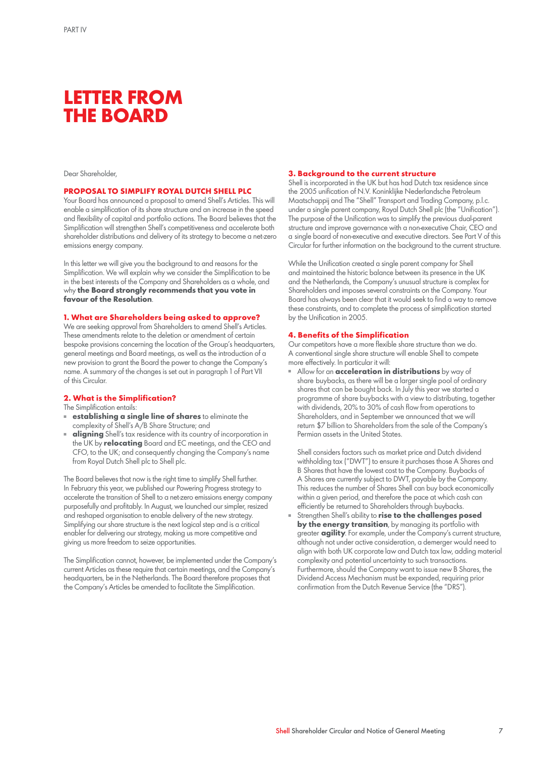# LETTER FROM THE BOARD

Dear Shareholder,

## PROPOSAL TO SIMPLIFY ROYAL DUTCH SHELL PLC

Your Board has announced a proposal to amend Shell's Articles. This will enable a simplification of its share structure and an increase in the speed and flexibility of capital and portfolio actions. The Board believes that the Simplification will strengthen Shell's competitiveness and accelerate both shareholder distributions and delivery of its strategy to become a net-zero emissions energy company.

In this letter we will give you the background to and reasons for the Simplification. We will explain why we consider the Simplification to be in the best interests of the Company and Shareholders as a whole, and why **the Board strongly recommends that you vote in favour of the Resolution**.

### 1. What are Shareholders being asked to approve?

We are seeking approval from Shareholders to amend Shell's Articles. These amendments relate to the deletion or amendment of certain bespoke provisions concerning the location of the Group's headquarters, general meetings and Board meetings, as well as the introduction of a new provision to grant the Board the power to change the Company's name. A summary of the changes is set out in paragraph 1 of Part VII of this Circular.

### 2. What is the Simplification?

The Simplification entails:

- **establishing a single line of shares** to eliminate the complexity of Shell's A/B Share Structure; and
- **aligning** Shell's tax residence with its country of incorporation in the UK by **relocating** Board and EC meetings, and the CEO and CFO, to the UK; and consequently changing the Company's name from Royal Dutch Shell plc to Shell plc.

The Board believes that now is the right time to simplify Shell further. In February this year, we published our Powering Progress strategy to accelerate the transition of Shell to a net-zero emissions energy company purposefully and profitably. In August, we launched our simpler, resized and reshaped organisation to enable delivery of the new strategy. Simplifying our share structure is the next logical step and is a critical enabler for delivering our strategy, making us more competitive and giving us more freedom to seize opportunities.

The Simplification cannot, however, be implemented under the Company's current Articles as these require that certain meetings, and the Company's headquarters, be in the Netherlands. The Board therefore proposes that the Company's Articles be amended to facilitate the Simplification.

### 3. Background to the current structure

Shell is incorporated in the UK but has had Dutch tax residence since the 2005 unification of N.V. Koninklijke Nederlandsche Petroleum Maatschappij and The "Shell" Transport and Trading Company, p.l.c. under a single parent company, Royal Dutch Shell plc (the "Unification"). The purpose of the Unification was to simplify the previous dual-parent structure and improve governance with a non-executive Chair, CEO and a single board of non-executive and executive directors. See Part V of this Circular for further information on the background to the current structure.

While the Unification created a single parent company for Shell and maintained the historic balance between its presence in the UK and the Netherlands, the Company's unusual structure is complex for Shareholders and imposes several constraints on the Company. Your Board has always been clear that it would seek to find a way to remove these constraints, and to complete the process of simplification started by the Unification in 2005.

### 4. Benefits of the Simplification

Our competitors have a more flexible share structure than we do. A conventional single share structure will enable Shell to compete more effectively. In particular it will:

- Allow for an **acceleration in distributions** by way of share buybacks, as there will be a larger single pool of ordinary shares that can be bought back. In July this year we started a programme of share buybacks with a view to distributing, together with dividends, 20% to 30% of cash flow from operations to Shareholders, and in September we announced that we will return \$7 billion to Shareholders from the sale of the Company's Permian assets in the United States.

  Shell considers factors such as market price and Dutch dividend withholding tax ("DWT") to ensure it purchases those A Shares and B Shares that have the lowest cost to the Company. Buybacks of A Shares are currently subject to DWT, payable by the Company. This reduces the number of Shares Shell can buy back economically within a given period, and therefore the pace at which cash can efficiently be returned to Shareholders through buybacks.
- Strengthen Shell's ability to **rise to the challenges posed by the energy transition**, by managing its portfolio with greater **agility**. For example, under the Company's current structure, although not under active consideration, a demerger would need to align with both UK corporate law and Dutch tax law, adding material complexity and potential uncertainty to such transactions. Furthermore, should the Company want to issue new B Shares, the Dividend Access Mechanism must be expanded, requiring prior confirmation from the Dutch Revenue Service (the "DRS").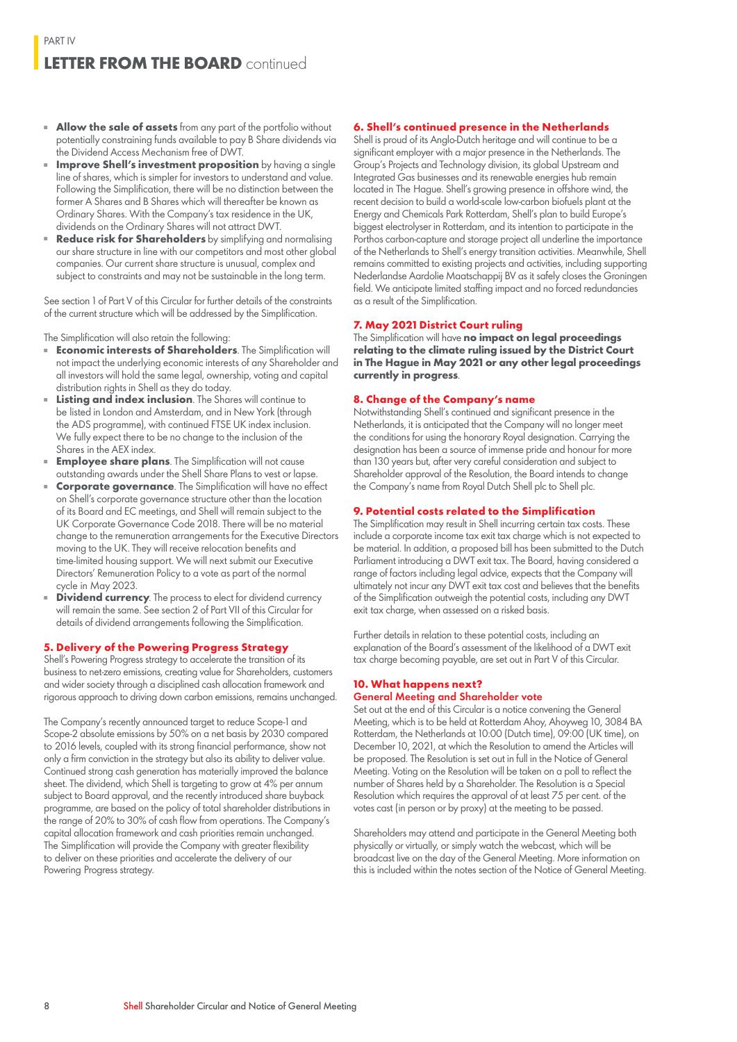- **Allow the sale of assets** from any part of the portfolio without potentially constraining funds available to pay B Share dividends via the Dividend Access Mechanism free of DWT.
- **Improve Shell's investment proposition** by having a single line of shares, which is simpler for investors to understand and value. Following the Simplification, there will be no distinction between the former A Shares and B Shares which will thereafter be known as Ordinary Shares. With the Company's tax residence in the UK, dividends on the Ordinary Shares will not attract DWT.
- **Reduce risk for Shareholders** by simplifying and normalising our share structure in line with our competitors and most other global companies. Our current share structure is unusual, complex and subject to constraints and may not be sustainable in the long term.

See section 1 of Part V of this Circular for further details of the constraints of the current structure which will be addressed by the Simplification.

The Simplification will also retain the following:

- **Economic interests of Shareholders**. The Simplification will not impact the underlying economic interests of any Shareholder and all investors will hold the same legal, ownership, voting and capital distribution rights in Shell as they do today.
- **Listing and index inclusion**. The Shares will continue to be listed in London and Amsterdam, and in New York (through the ADS programme), with continued FTSE UK index inclusion. We fully expect there to be no change to the inclusion of the Shares in the AEX index.
- **Employee share plans**. The Simplification will not cause outstanding awards under the Shell Share Plans to vest or lapse.
- **Corporate governance**. The Simplification will have no effect on Shell's corporate governance structure other than the location of its Board and EC meetings, and Shell will remain subject to the UK Corporate Governance Code 2018. There will be no material change to the remuneration arrangements for the Executive Directors moving to the UK. They will receive relocation benefits and time-limited housing support. We will next submit our Executive Directors' Remuneration Policy to a vote as part of the normal cycle in May 2023.
- **Dividend currency**. The process to elect for dividend currency will remain the same. See section 2 of Part VII of this Circular for details of dividend arrangements following the Simplification.

### 5. Delivery of the Powering Progress Strategy

Shell's Powering Progress strategy to accelerate the transition of its business to net-zero emissions, creating value for Shareholders, customers and wider society through a disciplined cash allocation framework and rigorous approach to driving down carbon emissions, remains unchanged.

The Company's recently announced target to reduce Scope-1 and Scope-2 absolute emissions by 50% on a net basis by 2030 compared to 2016 levels, coupled with its strong financial performance, show not only a firm conviction in the strategy but also its ability to deliver value. Continued strong cash generation has materially improved the balance sheet. The dividend, which Shell is targeting to grow at 4% per annum subject to Board approval, and the recently introduced share buyback programme, are based on the policy of total shareholder distributions in the range of 20% to 30% of cash flow from operations. The Company's capital allocation framework and cash priorities remain unchanged. The Simplification will provide the Company with greater flexibility to deliver on these priorities and accelerate the delivery of our Powering Progress strategy.

### 6. Shell's continued presence in the Netherlands

Shell is proud of its Anglo-Dutch heritage and will continue to be a significant employer with a major presence in the Netherlands. The Group's Projects and Technology division, its global Upstream and Integrated Gas businesses and its renewable energies hub remain located in The Hague. Shell's growing presence in offshore wind, the recent decision to build a world-scale low-carbon biofuels plant at the Energy and Chemicals Park Rotterdam, Shell's plan to build Europe's biggest electrolyser in Rotterdam, and its intention to participate in the Porthos carbon-capture and storage project all underline the importance of the Netherlands to Shell's energy transition activities. Meanwhile, Shell remains committed to existing projects and activities, including supporting Nederlandse Aardolie Maatschappij BV as it safely closes the Groningen field. We anticipate limited staffing impact and no forced redundancies as a result of the Simplification.

### 7. May 2021 District Court ruling

The Simplification will have **no impact on legal proceedings relating to the climate ruling issued by the District Court in The Hague in May 2021 or any other legal proceedings currently in progress**.

### 8. Change of the Company's name

Notwithstanding Shell's continued and significant presence in the Netherlands, it is anticipated that the Company will no longer meet the conditions for using the honorary Royal designation. Carrying the designation has been a source of immense pride and honour for more than 130 years but, after very careful consideration and subject to Shareholder approval of the Resolution, the Board intends to change the Company's name from Royal Dutch Shell plc to Shell plc.

### 9. Potential costs related to the Simplification

The Simplification may result in Shell incurring certain tax costs. These include a corporate income tax exit tax charge which is not expected to be material. In addition, a proposed bill has been submitted to the Dutch Parliament introducing a DWT exit tax. The Board, having considered a range of factors including legal advice, expects that the Company will ultimately not incur any DWT exit tax cost and believes that the benefits of the Simplification outweigh the potential costs, including any DWT exit tax charge, when assessed on a risked basis.

Further details in relation to these potential costs, including an explanation of the Board's assessment of the likelihood of a DWT exit tax charge becoming payable, are set out in Part V of this Circular.

### 10. What happens next?

#### General Meeting and Shareholder vote

Set out at the end of this Circular is a notice convening the General Meeting, which is to be held at Rotterdam Ahoy, Ahoyweg 10, 3084 BA Rotterdam, the Netherlands at 10:00 (Dutch time), 09:00 (UK time), on December 10, 2021, at which the Resolution to amend the Articles will be proposed. The Resolution is set out in full in the Notice of General Meeting. Voting on the Resolution will be taken on a poll to reflect the number of Shares held by a Shareholder. The Resolution is a Special Resolution which requires the approval of at least 75 per cent. of the votes cast (in person or by proxy) at the meeting to be passed.

Shareholders may attend and participate in the General Meeting both physically or virtually, or simply watch the webcast, which will be broadcast live on the day of the General Meeting. More information on this is included within the notes section of the Notice of General Meeting.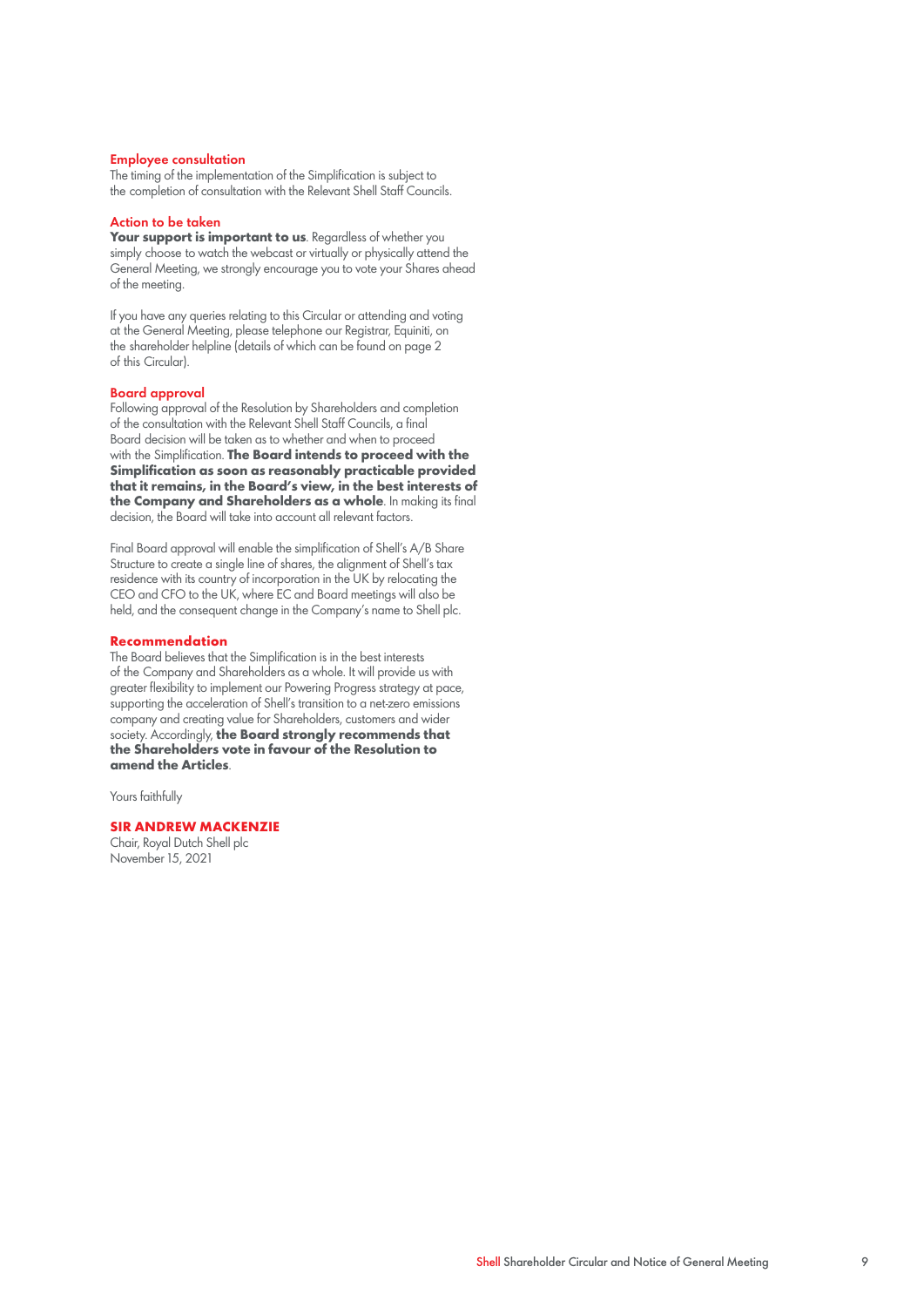### Employee consultation

The timing of the implementation of the Simplification is subject to the completion of consultation with the Relevant Shell Staff Councils.

### Action to be taken

**Your support is important to us**. Regardless of whether you simply choose to watch the webcast or virtually or physically attend the General Meeting, we strongly encourage you to vote your Shares ahead of the meeting.

If you have any queries relating to this Circular or attending and voting at the General Meeting, please telephone our Registrar, Equiniti, on the shareholder helpline (details of which can be found on page 2 of this Circular).

### Board approval

Following approval of the Resolution by Shareholders and completion of the consultation with the Relevant Shell Staff Councils, a final Board decision will be taken as to whether and when to proceed with the Simplification. **The Board intends to proceed with the Simplification as soon as reasonably practicable provided that it remains, in the Board's view, in the best interests of the Company and Shareholders as a whole**. In making its final decision, the Board will take into account all relevant factors.

Final Board approval will enable the simplification of Shell's A/B Share Structure to create a single line of shares, the alignment of Shell's tax residence with its country of incorporation in the UK by relocating the CEO and CFO to the UK, where EC and Board meetings will also be held, and the consequent change in the Company's name to Shell plc.

### Recommendation

The Board believes that the Simplification is in the best interests of the Company and Shareholders as a whole. It will provide us with greater flexibility to implement our Powering Progress strategy at pace, supporting the acceleration of Shell's transition to a net-zero emissions company and creating value for Shareholders, customers and wider society. Accordingly, **the Board strongly recommends that the Shareholders vote in favour of the Resolution to amend the Articles**.

Yours faithfully

**SIR ANDREW MACKENZIE**
Chair, Royal Dutch Shell plc
November 15, 2021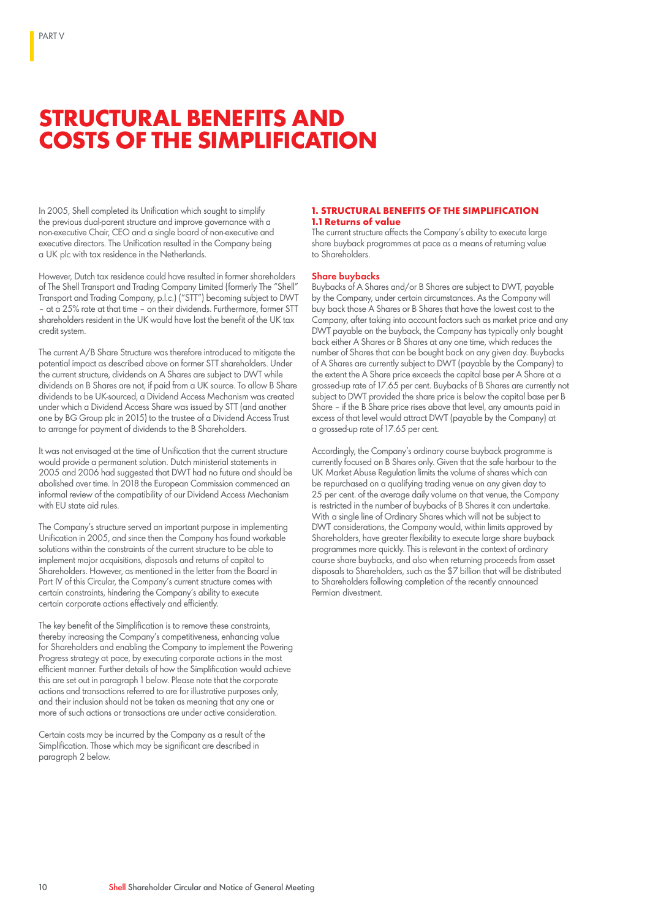# STRUCTURAL BENEFITS AND COSTS OF THE SIMPLIFICATION

In 2005, Shell completed its Unification which sought to simplify the previous dual-parent structure and improve governance with a non-executive Chair, CEO and a single board of non-executive and executive directors. The Unification resulted in the Company being a UK plc with tax residence in the Netherlands.

However, Dutch tax residence could have resulted in former shareholders of The Shell Transport and Trading Company Limited (formerly The "Shell" Transport and Trading Company, p.l.c.) ("STT") becoming subject to DWT – at a 25% rate at that time – on their dividends. Furthermore, former STT shareholders resident in the UK would have lost the benefit of the UK tax credit system.

The current A/B Share Structure was therefore introduced to mitigate the potential impact as described above on former STT shareholders. Under the current structure, dividends on A Shares are subject to DWT while dividends on B Shares are not, if paid from a UK source. To allow B Share dividends to be UK-sourced, a Dividend Access Mechanism was created under which a Dividend Access Share was issued by STT (and another one by BG Group plc in 2015) to the trustee of a Dividend Access Trust to arrange for payment of dividends to the B Shareholders.

It was not envisaged at the time of Unification that the current structure would provide a permanent solution. Dutch ministerial statements in 2005 and 2006 had suggested that DWT had no future and should be abolished over time. In 2018 the European Commission commenced an informal review of the compatibility of our Dividend Access Mechanism with EU state aid rules.

The Company's structure served an important purpose in implementing Unification in 2005, and since then the Company has found workable solutions within the constraints of the current structure to be able to implement major acquisitions, disposals and returns of capital to Shareholders. However, as mentioned in the letter from the Board in Part IV of this Circular, the Company's current structure comes with certain constraints, hindering the Company's ability to execute certain corporate actions effectively and efficiently.

The key benefit of the Simplification is to remove these constraints, thereby increasing the Company's competitiveness, enhancing value for Shareholders and enabling the Company to implement the Powering Progress strategy at pace, by executing corporate actions in the most efficient manner. Further details of how the Simplification would achieve this are set out in paragraph 1 below. Please note that the corporate actions and transactions referred to are for illustrative purposes only, and their inclusion should not be taken as meaning that any one or more of such actions or transactions are under active consideration.

Certain costs may be incurred by the Company as a result of the Simplification. Those which may be significant are described in paragraph 2 below.

## 1. STRUCTURAL BENEFITS OF THE SIMPLIFICATION

### 1.1 Returns of value

The current structure affects the Company's ability to execute large share buyback programmes at pace as a means of returning value to Shareholders.

#### Share buybacks

Buybacks of A Shares and/or B Shares are subject to DWT, payable by the Company, under certain circumstances. As the Company will buy back those A Shares or B Shares that have the lowest cost to the Company, after taking into account factors such as market price and any DWT payable on the buyback, the Company has typically only bought back either A Shares or B Shares at any one time, which reduces the number of Shares that can be bought back on any given day. Buybacks of A Shares are currently subject to DWT (payable by the Company) to the extent the A Share price exceeds the capital base per A Share at a grossed-up rate of 17.65 per cent. Buybacks of B Shares are currently not subject to DWT provided the share price is below the capital base per B Share – if the B Share price rises above that level, any amounts paid in excess of that level would attract DWT (payable by the Company) at a grossed-up rate of 17.65 per cent.

Accordingly, the Company's ordinary course buyback programme is currently focused on B Shares only. Given that the safe harbour to the UK Market Abuse Regulation limits the volume of shares which can be repurchased on a qualifying trading venue on any given day to 25 per cent. of the average daily volume on that venue, the Company is restricted in the number of buybacks of B Shares it can undertake. With a single line of Ordinary Shares which will not be subject to DWT considerations, the Company would, within limits approved by Shareholders, have greater flexibility to execute large share buyback programmes more quickly. This is relevant in the context of ordinary course share buybacks, and also when returning proceeds from asset disposals to Shareholders, such as the $7 billion that will be distributed to Shareholders following completion of the recently announced Permian divestment.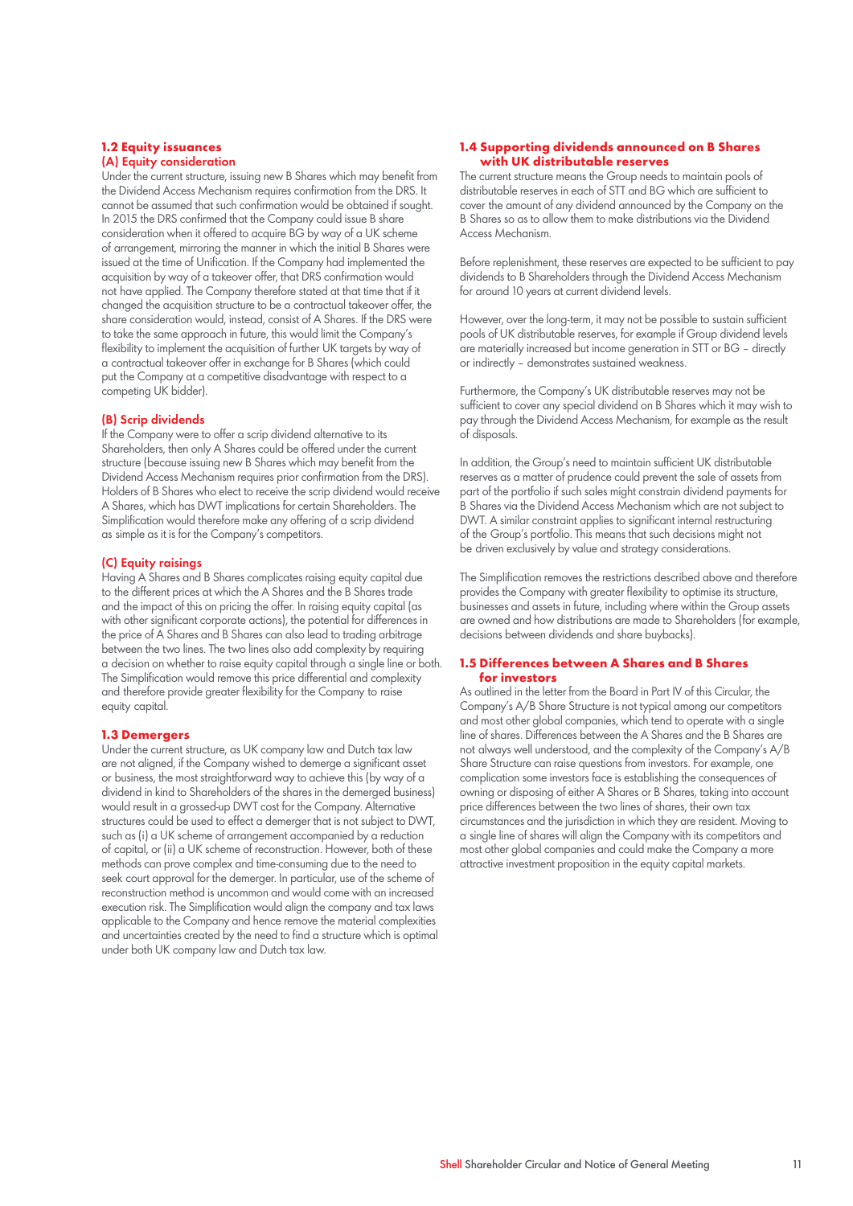### 1.2 Equity issuances

#### (A) Equity consideration

Under the current structure, issuing new B Shares which may benefit from the Dividend Access Mechanism requires confirmation from the DRS. It cannot be assumed that such confirmation would be obtained if sought. In 2015 the DRS confirmed that the Company could issue B share consideration when it offered to acquire BG by way of a UK scheme of arrangement, mirroring the manner in which the initial B Shares were issued at the time of Unification. If the Company had implemented the acquisition by way of a takeover offer, that DRS confirmation would not have applied. The Company therefore stated at that time that if it changed the acquisition structure to be a contractual takeover offer, the share consideration would, instead, consist of A Shares. If the DRS were to take the same approach in future, this would limit the Company's flexibility to implement the acquisition of further UK targets by way of a contractual takeover offer in exchange for B Shares (which could put the Company at a competitive disadvantage with respect to a competing UK bidder).

#### (B) Scrip dividends

If the Company were to offer a scrip dividend alternative to its Shareholders, then only A Shares could be offered under the current structure (because issuing new B Shares which may benefit from the Dividend Access Mechanism requires prior confirmation from the DRS). Holders of B Shares who elect to receive the scrip dividend would receive A Shares, which has DWT implications for certain Shareholders. The Simplification would therefore make any offering of a scrip dividend as simple as it is for the Company's competitors.

#### (C) Equity raisings

Having A Shares and B Shares complicates raising equity capital due to the different prices at which the A Shares and the B Shares trade and the impact of this on pricing the offer. In raising equity capital (as with other significant corporate actions), the potential for differences in the price of A Shares and B Shares can also lead to trading arbitrage between the two lines. The two lines also add complexity by requiring a decision on whether to raise equity capital through a single line or both. The Simplification would remove this price differential and complexity and therefore provide greater flexibility for the Company to raise equity capital.

### 1.3 Demergers

Under the current structure, as UK company law and Dutch tax law are not aligned, if the Company wished to demerge a significant asset or business, the most straightforward way to achieve this (by way of a dividend in kind to Shareholders of the shares in the demerged business) would result in a grossed-up DWT cost for the Company. Alternative structures could be used to effect a demerger that is not subject to DWT, such as (i) a UK scheme of arrangement accompanied by a reduction of capital, or (ii) a UK scheme of reconstruction. However, both of these methods can prove complex and time-consuming due to the need to seek court approval for the demerger. In particular, use of the scheme of reconstruction method is uncommon and would come with an increased execution risk. The Simplification would align the company and tax laws applicable to the Company and hence remove the material complexities and uncertainties created by the need to find a structure which is optimal under both UK company law and Dutch tax law.

### 1.4 Supporting dividends announced on B Shares with UK distributable reserves

The current structure means the Group needs to maintain pools of distributable reserves in each of STT and BG which are sufficient to cover the amount of any dividend announced by the Company on the B Shares so as to allow them to make distributions via the Dividend Access Mechanism.

Before replenishment, these reserves are expected to be sufficient to pay dividends to B Shareholders through the Dividend Access Mechanism for around 10 years at current dividend levels.

However, over the long-term, it may not be possible to sustain sufficient pools of UK distributable reserves, for example if Group dividend levels are materially increased but income generation in STT or BG – directly or indirectly – demonstrates sustained weakness.

Furthermore, the Company's UK distributable reserves may not be sufficient to cover any special dividend on B Shares which it may wish to pay through the Dividend Access Mechanism, for example as the result of disposals.

In addition, the Group's need to maintain sufficient UK distributable reserves as a matter of prudence could prevent the sale of assets from part of the portfolio if such sales might constrain dividend payments for B Shares via the Dividend Access Mechanism which are not subject to DWT. A similar constraint applies to significant internal restructuring of the Group's portfolio. This means that such decisions might not be driven exclusively by value and strategy considerations.

The Simplification removes the restrictions described above and therefore provides the Company with greater flexibility to optimise its structure, businesses and assets in future, including where within the Group assets are owned and how distributions are made to Shareholders (for example, decisions between dividends and share buybacks).

### 1.5 Differences between A Shares and B Shares for investors

As outlined in the letter from the Board in Part IV of this Circular, the Company's A/B Share Structure is not typical among our competitors and most other global companies, which tend to operate with a single line of shares. Differences between the A Shares and the B Shares are not always well understood, and the complexity of the Company's A/B Share Structure can raise questions from investors. For example, one complication some investors face is establishing the consequences of owning or disposing of either A Shares or B Shares, taking into account price differences between the two lines of shares, their own tax circumstances and the jurisdiction in which they are resident. Moving to a single line of shares will align the Company with its competitors and most other global companies and could make the Company a more attractive investment proposition in the equity capital markets.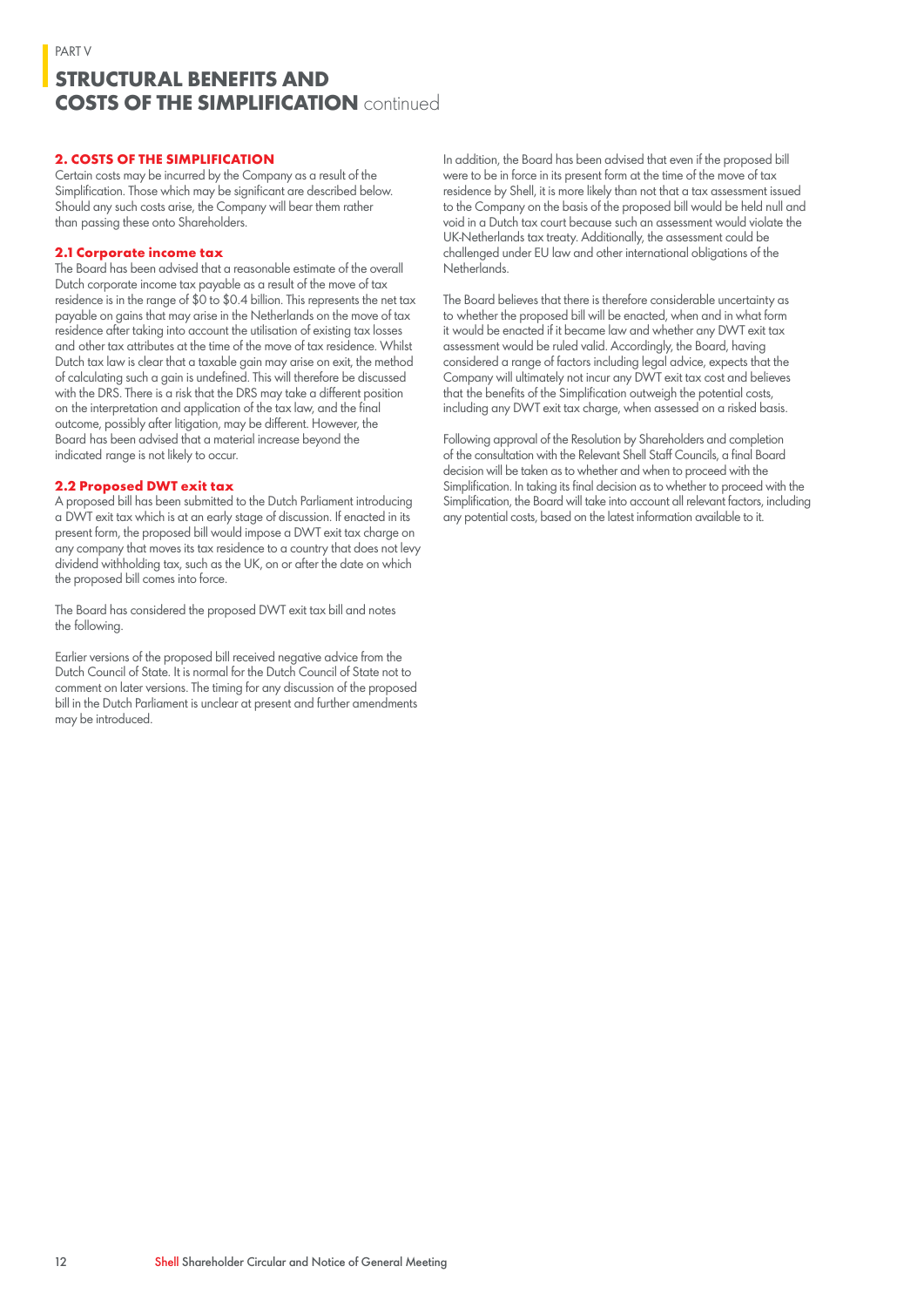PART V

# STRUCTURAL BENEFITS AND COSTS OF THE SIMPLIFICATION continued

## 2. COSTS OF THE SIMPLIFICATION

Certain costs may be incurred by the Company as a result of the Simplification. Those which may be significant are described below. Should any such costs arise, the Company will bear them rather than passing these onto Shareholders.

### 2.1 Corporate income tax

The Board has been advised that a reasonable estimate of the overall Dutch corporate income tax payable as a result of the move of tax residence is in the range of $0 to $0.4 billion. This represents the net tax payable on gains that may arise in the Netherlands on the move of tax residence after taking into account the utilisation of existing tax losses and other tax attributes at the time of the move of tax residence. Whilst Dutch tax law is clear that a taxable gain may arise on exit, the method of calculating such a gain is undefined. This will therefore be discussed with the DRS. There is a risk that the DRS may take a different position on the interpretation and application of the tax law, and the final outcome, possibly after litigation, may be different. However, the Board has been advised that a material increase beyond the indicated range is not likely to occur.

### 2.2 Proposed DWT exit tax

A proposed bill has been submitted to the Dutch Parliament introducing a DWT exit tax which is at an early stage of discussion. If enacted in its present form, the proposed bill would impose a DWT exit tax charge on any company that moves its tax residence to a country that does not levy dividend withholding tax, such as the UK, on or after the date on which the proposed bill comes into force.

The Board has considered the proposed DWT exit tax bill and notes the following.

Earlier versions of the proposed bill received negative advice from the Dutch Council of State. It is normal for the Dutch Council of State not to comment on later versions. The timing for any discussion of the proposed bill in the Dutch Parliament is unclear at present and further amendments may be introduced.

In addition, the Board has been advised that even if the proposed bill were to be in force in its present form at the time of the move of tax residence by Shell, it is more likely than not that a tax assessment issued to the Company on the basis of the proposed bill would be held null and void in a Dutch tax court because such an assessment would violate the UK-Netherlands tax treaty. Additionally, the assessment could be challenged under EU law and other international obligations of the Netherlands.

The Board believes that there is therefore considerable uncertainty as to whether the proposed bill will be enacted, when and in what form it would be enacted if it became law and whether any DWT exit tax assessment would be ruled valid. Accordingly, the Board, having considered a range of factors including legal advice, expects that the Company will ultimately not incur any DWT exit tax cost and believes that the benefits of the Simplification outweigh the potential costs, including any DWT exit tax charge, when assessed on a risked basis.

Following approval of the Resolution by Shareholders and completion of the consultation with the Relevant Shell Staff Councils, a final Board decision will be taken as to whether and when to proceed with the Simplification. In taking its final decision as to whether to proceed with the Simplification, the Board will take into account all relevant factors, including any potential costs, based on the latest information available to it.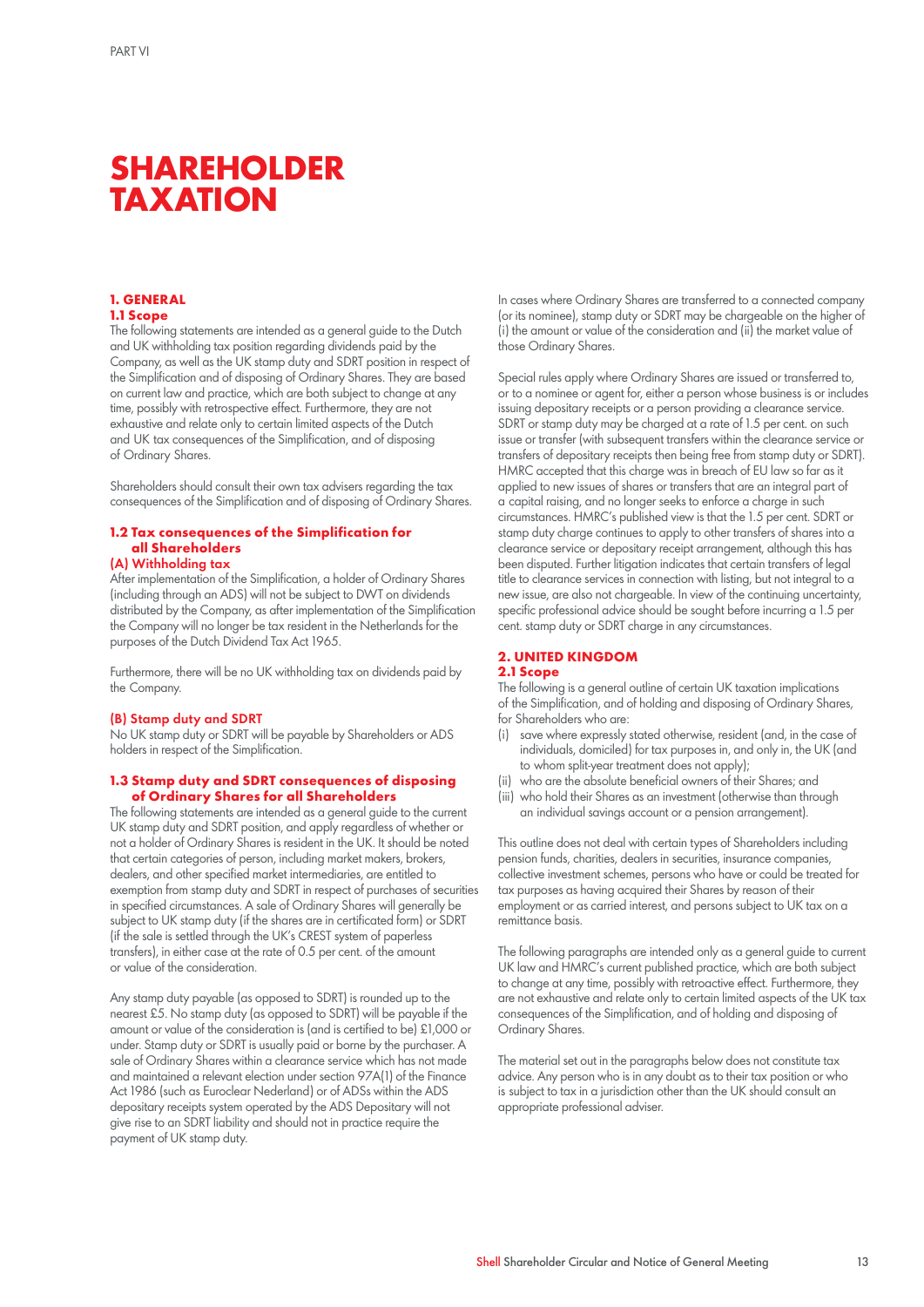# SHAREHOLDER TAXATION

## 1. GENERAL

### 1.1 Scope

The following statements are intended as a general guide to the Dutch and UK withholding tax position regarding dividends paid by the Company, as well as the UK stamp duty and SDRT position in respect of the Simplification and of disposing of Ordinary Shares. They are based on current law and practice, which are both subject to change at any time, possibly with retrospective effect. Furthermore, they are not exhaustive and relate only to certain limited aspects of the Dutch and UK tax consequences of the Simplification, and of disposing of Ordinary Shares.

Shareholders should consult their own tax advisers regarding the tax consequences of the Simplification and of disposing of Ordinary Shares.

### 1.2 Tax consequences of the Simplification for all Shareholders

#### (A) Withholding tax

After implementation of the Simplification, a holder of Ordinary Shares (including through an ADS) will not be subject to DWT on dividends distributed by the Company, as after implementation of the Simplification the Company will no longer be tax resident in the Netherlands for the purposes of the Dutch Dividend Tax Act 1965.

Furthermore, there will be no UK withholding tax on dividends paid by the Company.

#### (B) Stamp duty and SDRT

No UK stamp duty or SDRT will be payable by Shareholders or ADS holders in respect of the Simplification.

### 1.3 Stamp duty and SDRT consequences of disposing of Ordinary Shares for all Shareholders

The following statements are intended as a general guide to the current UK stamp duty and SDRT position, and apply regardless of whether or not a holder of Ordinary Shares is resident in the UK. It should be noted that certain categories of person, including market makers, brokers, dealers, and other specified market intermediaries, are entitled to exemption from stamp duty and SDRT in respect of purchases of securities in specified circumstances. A sale of Ordinary Shares will generally be subject to UK stamp duty (if the shares are in certificated form) or SDRT (if the sale is settled through the UK's CREST system of paperless transfers), in either case at the rate of 0.5 per cent. of the amount or value of the consideration.

Any stamp duty payable (as opposed to SDRT) is rounded up to the nearest £5. No stamp duty (as opposed to SDRT) will be payable if the amount or value of the consideration is (and is certified to be) £1,000 or under. Stamp duty or SDRT is usually paid or borne by the purchaser. A sale of Ordinary Shares within a clearance service which has not made and maintained a relevant election under section 97A(1) of the Finance Act 1986 (such as Euroclear Nederland) or of ADSs within the ADS depositary receipts system operated by the ADS Depositary will not give rise to an SDRT liability and should not in practice require the payment of UK stamp duty.

In cases where Ordinary Shares are transferred to a connected company (or its nominee), stamp duty or SDRT may be chargeable on the higher of (i) the amount or value of the consideration and (ii) the market value of those Ordinary Shares.

Special rules apply where Ordinary Shares are issued or transferred to, or to a nominee or agent for, either a person whose business is or includes issuing depositary receipts or a person providing a clearance service. SDRT or stamp duty may be charged at a rate of 1.5 per cent. on such issue or transfer (with subsequent transfers within the clearance service or transfers of depositary receipts then being free from stamp duty or SDRT). HMRC accepted that this charge was in breach of EU law so far as it applied to new issues of shares or transfers that are an integral part of a capital raising, and no longer seeks to enforce a charge in such circumstances. HMRC's published view is that the 1.5 per cent. SDRT or stamp duty charge continues to apply to other transfers of shares into a clearance service or depositary receipt arrangement, although this has been disputed. Further litigation indicates that certain transfers of legal title to clearance services in connection with listing, but not integral to a new issue, are also not chargeable. In view of the continuing uncertainty, specific professional advice should be sought before incurring a 1.5 per cent. stamp duty or SDRT charge in any circumstances.

## 2. UNITED KINGDOM

### 2.1 Scope

The following is a general outline of certain UK taxation implications of the Simplification, and of holding and disposing of Ordinary Shares, for Shareholders who are:

(i) save where expressly stated otherwise, resident (and, in the case of individuals, domiciled) for tax purposes in, and only in, the UK (and to whom split-year treatment does not apply);
(ii) who are the absolute beneficial owners of their Shares; and
(iii) who hold their Shares as an investment (otherwise than through an individual savings account or a pension arrangement).

This outline does not deal with certain types of Shareholders including pension funds, charities, dealers in securities, insurance companies, collective investment schemes, persons who have or could be treated for tax purposes as having acquired their Shares by reason of their employment or as carried interest, and persons subject to UK tax on a remittance basis.

The following paragraphs are intended only as a general guide to current UK law and HMRC's current published practice, which are both subject to change at any time, possibly with retroactive effect. Furthermore, they are not exhaustive and relate only to certain limited aspects of the UK tax consequences of the Simplification, and of holding and disposing of Ordinary Shares.

The material set out in the paragraphs below does not constitute tax advice. Any person who is in any doubt as to their tax position or who is subject to tax in a jurisdiction other than the UK should consult an appropriate professional adviser.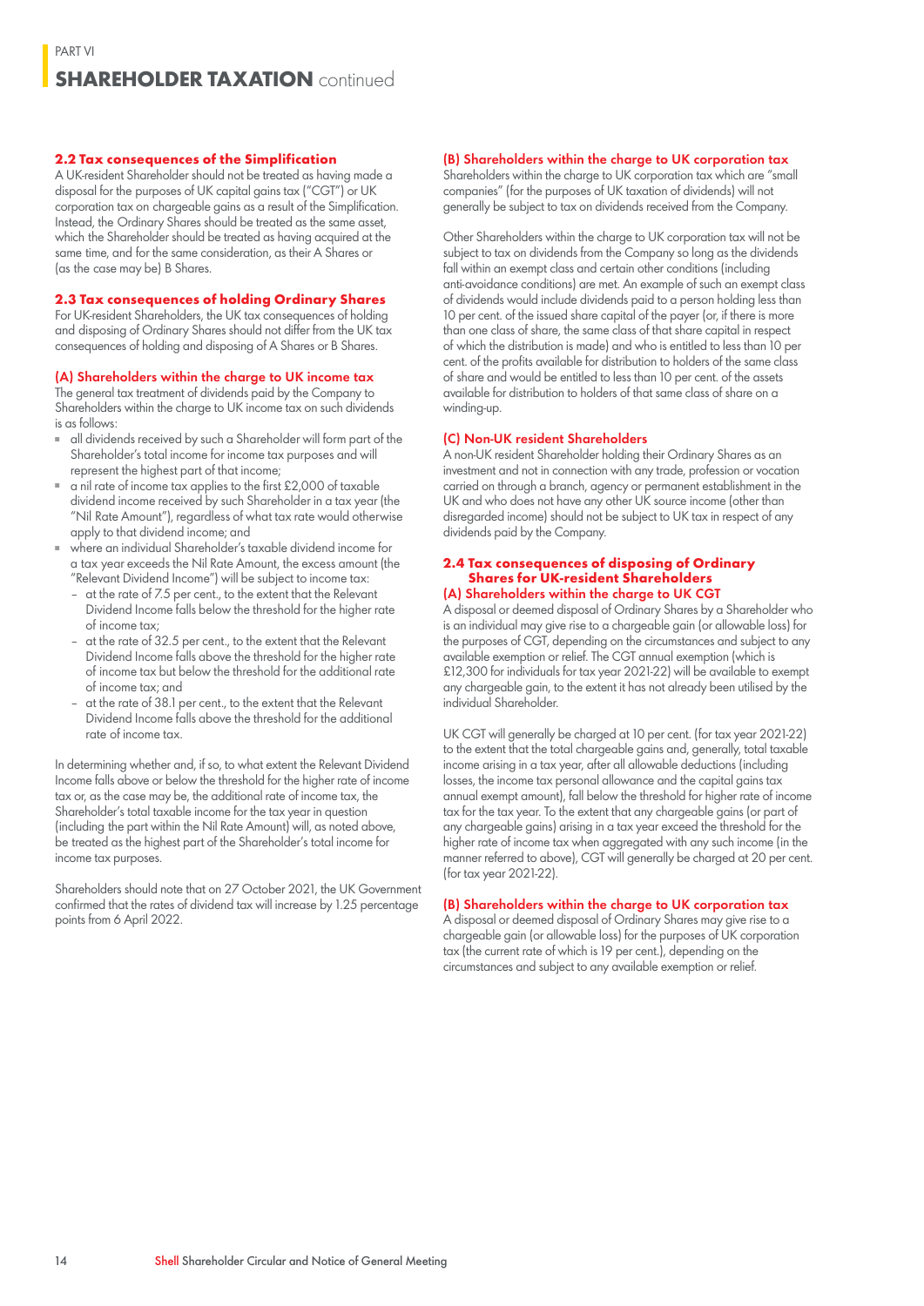### 2.2 Tax consequences of the Simplification

A UK-resident Shareholder should not be treated as having made a disposal for the purposes of UK capital gains tax ("CGT") or UK corporation tax on chargeable gains as a result of the Simplification. Instead, the Ordinary Shares should be treated as the same asset, which the Shareholder should be treated as having acquired at the same time, and for the same consideration, as their A Shares or (as the case may be) B Shares.

### 2.3 Tax consequences of holding Ordinary Shares

For UK-resident Shareholders, the UK tax consequences of holding and disposing of Ordinary Shares should not differ from the UK tax consequences of holding and disposing of A Shares or B Shares.

#### (A) Shareholders within the charge to UK income tax

The general tax treatment of dividends paid by the Company to Shareholders within the charge to UK income tax on such dividends is as follows:

- all dividends received by such a Shareholder will form part of the Shareholder's total income for income tax purposes and will represent the highest part of that income;
- a nil rate of income tax applies to the first £2,000 of taxable dividend income received by such Shareholder in a tax year (the "Nil Rate Amount"), regardless of what tax rate would otherwise apply to that dividend income; and
- where an individual Shareholder's taxable dividend income for a tax year exceeds the Nil Rate Amount, the excess amount (the "Relevant Dividend Income") will be subject to income tax:
  - at the rate of 7.5 per cent., to the extent that the Relevant Dividend Income falls below the threshold for the higher rate of income tax;
  - at the rate of 32.5 per cent., to the extent that the Relevant Dividend Income falls above the threshold for the higher rate of income tax but below the threshold for the additional rate of income tax; and
  - at the rate of 38.1 per cent., to the extent that the Relevant Dividend Income falls above the threshold for the additional rate of income tax.

In determining whether and, if so, to what extent the Relevant Dividend Income falls above or below the threshold for the higher rate of income tax or, as the case may be, the additional rate of income tax, the Shareholder's total taxable income for the tax year in question (including the part within the Nil Rate Amount) will, as noted above, be treated as the highest part of the Shareholder's total income for income tax purposes.

Shareholders should note that on 27 October 2021, the UK Government confirmed that the rates of dividend tax will increase by 1.25 percentage points from 6 April 2022.

#### (B) Shareholders within the charge to UK corporation tax

Shareholders within the charge to UK corporation tax which are "small companies" (for the purposes of UK taxation of dividends) will not generally be subject to tax on dividends received from the Company.

Other Shareholders within the charge to UK corporation tax will not be subject to tax on dividends from the Company so long as the dividends fall within an exempt class and certain other conditions (including anti-avoidance conditions) are met. An example of such an exempt class of dividends would include dividends paid to a person holding less than 10 per cent. of the issued share capital of the payer (or, if there is more than one class of share, the same class of that share capital in respect of which the distribution is made) and who is entitled to less than 10 per cent. of the profits available for distribution to holders of the same class of share and would be entitled to less than 10 per cent. of the assets available for distribution to holders of that same class of share on a winding-up.

#### (C) Non-UK resident Shareholders

A non-UK resident Shareholder holding their Ordinary Shares as an investment and not in connection with any trade, profession or vocation carried on through a branch, agency or permanent establishment in the UK and who does not have any other UK source income (other than disregarded income) should not be subject to UK tax in respect of any dividends paid by the Company.

### 2.4 Tax consequences of disposing of Ordinary Shares for UK-resident Shareholders

#### (A) Shareholders within the charge to UK CGT

A disposal or deemed disposal of Ordinary Shares by a Shareholder who is an individual may give rise to a chargeable gain (or allowable loss) for the purposes of CGT, depending on the circumstances and subject to any available exemption or relief. The CGT annual exemption (which is £12,300 for individuals for tax year 2021-22) will be available to exempt any chargeable gain, to the extent it has not already been utilised by the individual Shareholder.

UK CGT will generally be charged at 10 per cent. (for tax year 2021-22) to the extent that the total chargeable gains and, generally, total taxable income arising in a tax year, after all allowable deductions (including losses, the income tax personal allowance and the capital gains tax annual exempt amount), fall below the threshold for higher rate of income tax for the tax year. To the extent that any chargeable gains (or part of any chargeable gains) arising in a tax year exceed the threshold for the higher rate of income tax when aggregated with any such income (in the manner referred to above), CGT will generally be charged at 20 per cent. (for tax year 2021-22).

#### (B) Shareholders within the charge to UK corporation tax

A disposal or deemed disposal of Ordinary Shares may give rise to a chargeable gain (or allowable loss) for the purposes of UK corporation tax (the current rate of which is 19 per cent.), depending on the circumstances and subject to any available exemption or relief.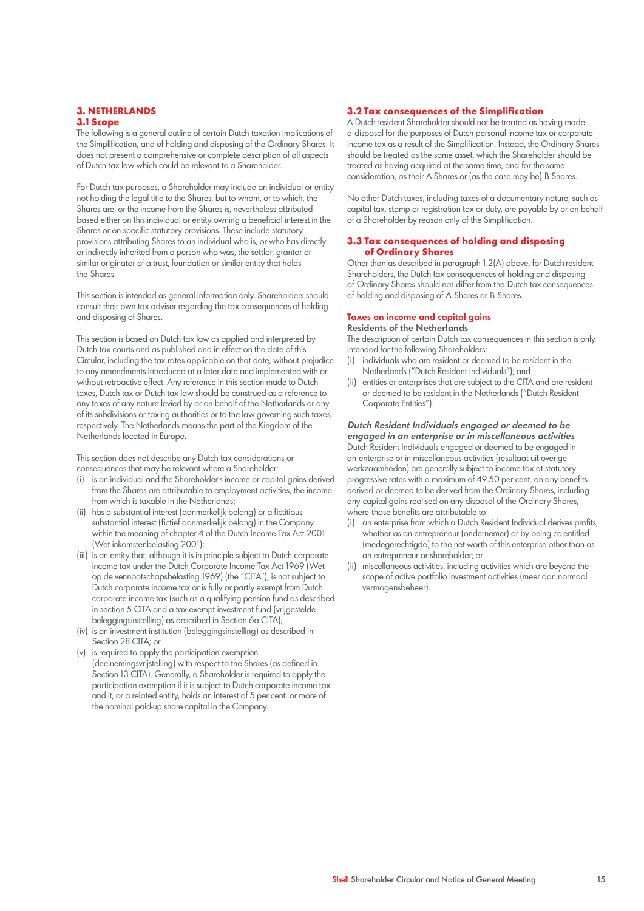## 3. NETHERLANDS

### 3.1 Scope

The following is a general outline of certain Dutch taxation implications of the Simplification, and of holding and disposing of the Ordinary Shares. It does not present a comprehensive or complete description of all aspects of Dutch tax law which could be relevant to a Shareholder.

For Dutch tax purposes, a Shareholder may include an individual or entity not holding the legal title to the Shares, but to whom, or to which, the Shares are, or the income from the Shares is, nevertheless attributed based either on this individual or entity owning a beneficial interest in the Shares or on specific statutory provisions. These include statutory provisions attributing Shares to an individual who is, or who has directly or indirectly inherited from a person who was, the settlor, grantor or similar originator of a trust, foundation or similar entity that holds the Shares.

This section is intended as general information only. Shareholders should consult their own tax adviser regarding the tax consequences of holding and disposing of Shares.

This section is based on Dutch tax law as applied and interpreted by Dutch tax courts and as published and in effect on the date of this Circular, including the tax rates applicable on that date, without prejudice to any amendments introduced at a later date and implemented with or without retroactive effect. Any reference in this section made to Dutch taxes, Dutch tax or Dutch tax law should be construed as a reference to any taxes of any nature levied by or on behalf of the Netherlands or any of its subdivisions or taxing authorities or to the law governing such taxes, respectively. The Netherlands means the part of the Kingdom of the Netherlands located in Europe.

This section does not describe any Dutch tax considerations or consequences that may be relevant where a Shareholder:

- (i) is an individual and the Shareholder's income or capital gains derived from the Shares are attributable to employment activities, the income from which is taxable in the Netherlands;
- (ii) has a substantial interest (aanmerkelijk belang) or a fictitious substantial interest (fictief aanmerkelijk belang) in the Company within the meaning of chapter 4 of the Dutch Income Tax Act 2001 (Wet inkomstenbelasting 2001);
- (iii) is an entity that, although it is in principle subject to Dutch corporate income tax under the Dutch Corporate Income Tax Act 1969 (Wet op de vennootschapsbelasting 1969) (the "CITA"), is not subject to Dutch corporate income tax or is fully or partly exempt from Dutch corporate income tax (such as a qualifying pension fund as described in section 5 CITA and a tax exempt investment fund (vrijgestelde beleggingsinstelling) as described in Section 6a CITA);
- (iv) is an investment institution (beleggingsinstelling) as described in Section 28 CITA; or
- (v) is required to apply the participation exemption (deelnemingsvrijstelling) with respect to the Shares (as defined in Section 13 CITA). Generally, a Shareholder is required to apply the participation exemption if it is subject to Dutch corporate income tax and it, or a related entity, holds an interest of 5 per cent. or more of the nominal paid-up share capital in the Company.

### 3.2 Tax consequences of the Simplification

A Dutch-resident Shareholder should not be treated as having made a disposal for the purposes of Dutch personal income tax or corporate income tax as a result of the Simplification. Instead, the Ordinary Shares should be treated as the same asset, which the Shareholder should be treated as having acquired at the same time, and for the same consideration, as their A Shares or (as the case may be) B Shares.

No other Dutch taxes, including taxes of a documentary nature, such as capital tax, stamp or registration tax or duty, are payable by or on behalf of a Shareholder by reason only of the Simplification.

### 3.3 Tax consequences of holding and disposing of Ordinary Shares

Other than as described in paragraph 1.2(A) above, for Dutch-resident Shareholders, the Dutch tax consequences of holding and disposing of Ordinary Shares should not differ from the Dutch tax consequences of holding and disposing of A Shares or B Shares.

#### Taxes on income and capital gains

**Residents of the Netherlands**

The description of certain Dutch tax consequences in this section is only intended for the following Shareholders:

- (i) individuals who are resident or deemed to be resident in the Netherlands ("Dutch Resident Individuals"); and
- (ii) entities or enterprises that are subject to the CITA and are resident or deemed to be resident in the Netherlands ("Dutch Resident Corporate Entities").

***Dutch Resident Individuals engaged or deemed to be engaged in an enterprise or in miscellaneous activities***

Dutch Resident Individuals engaged or deemed to be engaged in an enterprise or in miscellaneous activities (resultaat uit overige werkzaamheden) are generally subject to income tax at statutory progressive rates with a maximum of 49.50 per cent. on any benefits derived or deemed to be derived from the Ordinary Shares, including any capital gains realised on any disposal of the Ordinary Shares, where those benefits are attributable to:

- (i) an enterprise from which a Dutch Resident Individual derives profits, whether as an entrepreneur (ondernemer) or by being co-entitled (medegerechtigde) to the net worth of this enterprise other than as an entrepreneur or shareholder; or
- (ii) miscellaneous activities, including activities which are beyond the scope of active portfolio investment activities (meer dan normaal vermogensbeheer).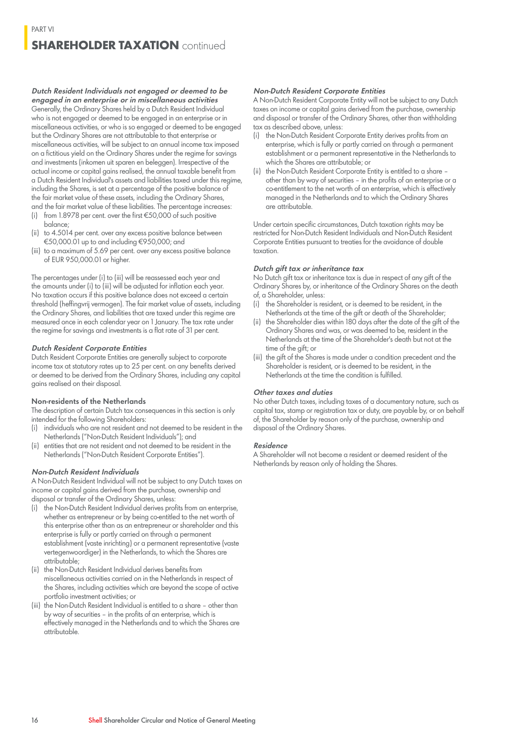#### *Dutch Resident Individuals not engaged or deemed to be engaged in an enterprise or in miscellaneous activities*

Generally, the Ordinary Shares held by a Dutch Resident Individual who is not engaged or deemed to be engaged in an enterprise or in miscellaneous activities, or who is so engaged or deemed to be engaged but the Ordinary Shares are not attributable to that enterprise or miscellaneous activities, will be subject to an annual income tax imposed on a fictitious yield on the Ordinary Shares under the regime for savings and investments (inkomen uit sparen en beleggen). Irrespective of the actual income or capital gains realised, the annual taxable benefit from a Dutch Resident Individual's assets and liabilities taxed under this regime, including the Shares, is set at a percentage of the positive balance of the fair market value of these assets, including the Ordinary Shares, and the fair market value of these liabilities. The percentage increases:

(i) from 1.8978 per cent. over the first €50,000 of such positive balance;
(ii) to 4.5014 per cent. over any excess positive balance between €50,000.01 up to and including €950,000; and
(iii) to a maximum of 5.69 per cent. over any excess positive balance of EUR 950,000.01 or higher.

The percentages under (i) to (iii) will be reassessed each year and the amounts under (i) to (iii) will be adjusted for inflation each year. No taxation occurs if this positive balance does not exceed a certain threshold (heffingvrij vermogen). The fair market value of assets, including the Ordinary Shares, and liabilities that are taxed under this regime are measured once in each calendar year on 1 January. The tax rate under the regime for savings and investments is a flat rate of 31 per cent.

#### *Dutch Resident Corporate Entities*

Dutch Resident Corporate Entities are generally subject to corporate income tax at statutory rates up to 25 per cent. on any benefits derived or deemed to be derived from the Ordinary Shares, including any capital gains realised on their disposal.

### Non-residents of the Netherlands

The description of certain Dutch tax consequences in this section is only intended for the following Shareholders:

(i) individuals who are not resident and not deemed to be resident in the Netherlands ("Non-Dutch Resident Individuals"); and
(ii) entities that are not resident and not deemed to be resident in the Netherlands ("Non-Dutch Resident Corporate Entities").

#### *Non-Dutch Resident Individuals*

A Non-Dutch Resident Individual will not be subject to any Dutch taxes on income or capital gains derived from the purchase, ownership and disposal or transfer of the Ordinary Shares, unless:

(i) the Non-Dutch Resident Individual derives profits from an enterprise, whether as entrepreneur or by being co-entitled to the net worth of this enterprise other than as an entrepreneur or shareholder and this enterprise is fully or partly carried on through a permanent establishment (vaste inrichting) or a permanent representative (vaste vertegenwoordiger) in the Netherlands, to which the Shares are attributable;
(ii) the Non-Dutch Resident Individual derives benefits from miscellaneous activities carried on in the Netherlands in respect of the Shares, including activities which are beyond the scope of active portfolio investment activities; or
(iii) the Non-Dutch Resident Individual is entitled to a share – other than by way of securities – in the profits of an enterprise, which is effectively managed in the Netherlands and to which the Shares are attributable.

#### *Non-Dutch Resident Corporate Entities*

A Non-Dutch Resident Corporate Entity will not be subject to any Dutch taxes on income or capital gains derived from the purchase, ownership and disposal or transfer of the Ordinary Shares, other than withholding tax as described above, unless:

(i) the Non-Dutch Resident Corporate Entity derives profits from an enterprise, which is fully or partly carried on through a permanent establishment or a permanent representative in the Netherlands to which the Shares are attributable; or
(ii) the Non-Dutch Resident Corporate Entity is entitled to a share – other than by way of securities – in the profits of an enterprise or a co-entitlement to the net worth of an enterprise, which is effectively managed in the Netherlands and to which the Ordinary Shares are attributable.

Under certain specific circumstances, Dutch taxation rights may be restricted for Non-Dutch Resident Individuals and Non-Dutch Resident Corporate Entities pursuant to treaties for the avoidance of double taxation.

#### *Dutch gift tax or inheritance tax*

No Dutch gift tax or inheritance tax is due in respect of any gift of the Ordinary Shares by, or inheritance of the Ordinary Shares on the death of, a Shareholder, unless:

(i) the Shareholder is resident, or is deemed to be resident, in the Netherlands at the time of the gift or death of the Shareholder;
(ii) the Shareholder dies within 180 days after the date of the gift of the Ordinary Shares and was, or was deemed to be, resident in the Netherlands at the time of the Shareholder's death but not at the time of the gift; or
(iii) the gift of the Shares is made under a condition precedent and the Shareholder is resident, or is deemed to be resident, in the Netherlands at the time the condition is fulfilled.

#### *Other taxes and duties*

No other Dutch taxes, including taxes of a documentary nature, such as capital tax, stamp or registration tax or duty, are payable by, or on behalf of, the Shareholder by reason only of the purchase, ownership and disposal of the Ordinary Shares.

#### *Residence*

A Shareholder will not become a resident or deemed resident of the Netherlands by reason only of holding the Shares.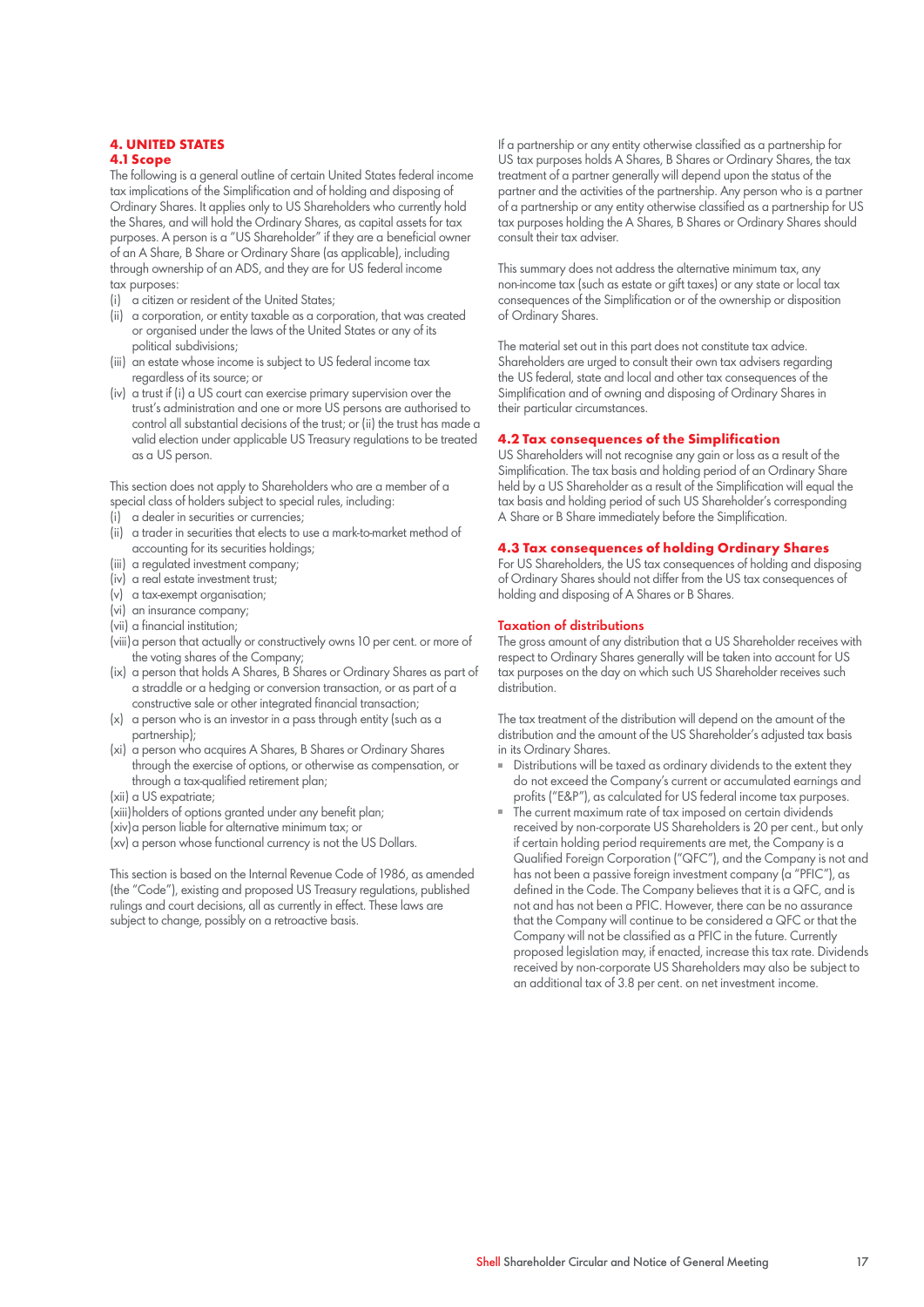## 4. UNITED STATES

### 4.1 Scope

The following is a general outline of certain United States federal income tax implications of the Simplification and of holding and disposing of Ordinary Shares. It applies only to US Shareholders who currently hold the Shares, and will hold the Ordinary Shares, as capital assets for tax purposes. A person is a "US Shareholder" if they are a beneficial owner of an A Share, B Share or Ordinary Share (as applicable), including through ownership of an ADS, and they are for US federal income tax purposes:

(i) a citizen or resident of the United States;
(ii) a corporation, or entity taxable as a corporation, that was created or organised under the laws of the United States or any of its political subdivisions;
(iii) an estate whose income is subject to US federal income tax regardless of its source; or
(iv) a trust if (i) a US court can exercise primary supervision over the trust's administration and one or more US persons are authorised to control all substantial decisions of the trust; or (ii) the trust has made a valid election under applicable US Treasury regulations to be treated as a US person.

This section does not apply to Shareholders who are a member of a special class of holders subject to special rules, including:

(i) a dealer in securities or currencies;
(ii) a trader in securities that elects to use a mark-to-market method of accounting for its securities holdings;
(iii) a regulated investment company;
(iv) a real estate investment trust;
(v) a tax-exempt organisation;
(vi) an insurance company;
(vii) a financial institution;
(viii) a person that actually or constructively owns 10 per cent. or more of the voting shares of the Company;
(ix) a person that holds A Shares, B Shares or Ordinary Shares as part of a straddle or a hedging or conversion transaction, or as part of a constructive sale or other integrated financial transaction;
(x) a person who is an investor in a pass through entity (such as a partnership);
(xi) a person who acquires A Shares, B Shares or Ordinary Shares through the exercise of options, or otherwise as compensation, or through a tax-qualified retirement plan;
(xii) a US expatriate;
(xiii) holders of options granted under any benefit plan;
(xiv) a person liable for alternative minimum tax; or
(xv) a person whose functional currency is not the US Dollars.

This section is based on the Internal Revenue Code of 1986, as amended (the "Code"), existing and proposed US Treasury regulations, published rulings and court decisions, all as currently in effect. These laws are subject to change, possibly on a retroactive basis.

If a partnership or any entity otherwise classified as a partnership for US tax purposes holds A Shares, B Shares or Ordinary Shares, the tax treatment of a partner generally will depend upon the status of the partner and the activities of the partnership. Any person who is a partner of a partnership or any entity otherwise classified as a partnership for US tax purposes holding the A Shares, B Shares or Ordinary Shares should consult their tax adviser.

This summary does not address the alternative minimum tax, any non-income tax (such as estate or gift taxes) or any state or local tax consequences of the Simplification or of the ownership or disposition of Ordinary Shares.

The material set out in this part does not constitute tax advice. Shareholders are urged to consult their own tax advisers regarding the US federal, state and local and other tax consequences of the Simplification and of owning and disposing of Ordinary Shares in their particular circumstances.

### 4.2 Tax consequences of the Simplification

US Shareholders will not recognise any gain or loss as a result of the Simplification. The tax basis and holding period of an Ordinary Share held by a US Shareholder as a result of the Simplification will equal the tax basis and holding period of such US Shareholder's corresponding A Share or B Share immediately before the Simplification.

### 4.3 Tax consequences of holding Ordinary Shares

For US Shareholders, the US tax consequences of holding and disposing of Ordinary Shares should not differ from the US tax consequences of holding and disposing of A Shares or B Shares.

#### Taxation of distributions

The gross amount of any distribution that a US Shareholder receives with respect to Ordinary Shares generally will be taken into account for US tax purposes on the day on which such US Shareholder receives such distribution.

The tax treatment of the distribution will depend on the amount of the distribution and the amount of the US Shareholder's adjusted tax basis in its Ordinary Shares.

- Distributions will be taxed as ordinary dividends to the extent they do not exceed the Company's current or accumulated earnings and profits ("E&P"), as calculated for US federal income tax purposes.
- The current maximum rate of tax imposed on certain dividends received by non-corporate US Shareholders is 20 per cent., but only if certain holding period requirements are met, the Company is a Qualified Foreign Corporation ("QFC"), and the Company is not and has not been a passive foreign investment company (a "PFIC"), as defined in the Code. The Company believes that it is a QFC, and is not and has not been a PFIC. However, there can be no assurance that the Company will continue to be considered a QFC or that the Company will not be classified as a PFIC in the future. Currently proposed legislation may, if enacted, increase this tax rate. Dividends received by non-corporate US Shareholders may also be subject to an additional tax of 3.8 per cent. on net investment income.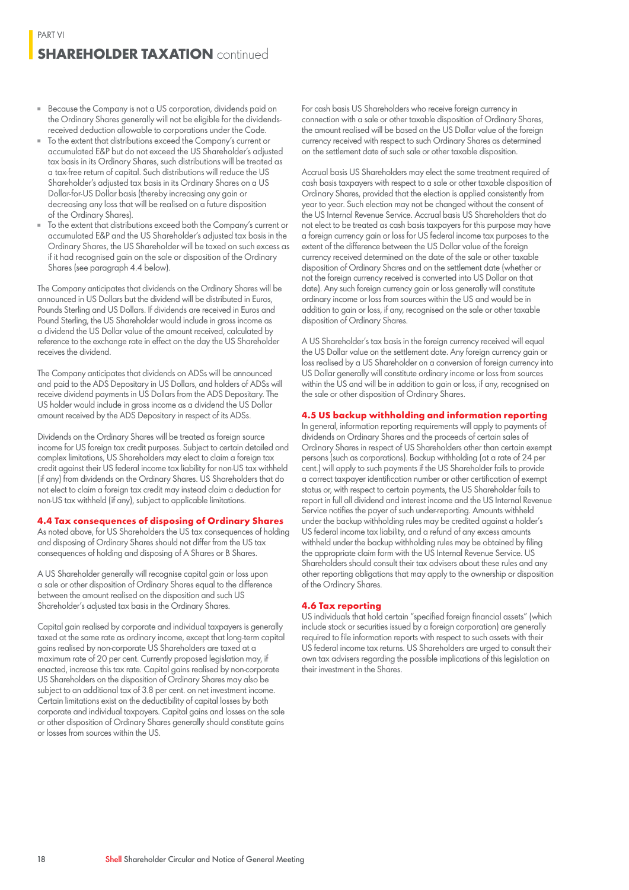- Because the Company is not a US corporation, dividends paid on the Ordinary Shares generally will not be eligible for the dividends-received deduction allowable to corporations under the Code.
- To the extent that distributions exceed the Company's current or accumulated E&P but do not exceed the US Shareholder's adjusted tax basis in its Ordinary Shares, such distributions will be treated as a tax-free return of capital. Such distributions will reduce the US Shareholder's adjusted tax basis in its Ordinary Shares on a US Dollar-for-US Dollar basis (thereby increasing any gain or decreasing any loss that will be realised on a future disposition of the Ordinary Shares).
- To the extent that distributions exceed both the Company's current or accumulated E&P and the US Shareholder's adjusted tax basis in the Ordinary Shares, the US Shareholder will be taxed on such excess as if it had recognised gain on the sale or disposition of the Ordinary Shares (see paragraph 4.4 below).

The Company anticipates that dividends on the Ordinary Shares will be announced in US Dollars but the dividend will be distributed in Euros, Pounds Sterling and US Dollars. If dividends are received in Euros and Pound Sterling, the US Shareholder would include in gross income as a dividend the US Dollar value of the amount received, calculated by reference to the exchange rate in effect on the day the US Shareholder receives the dividend.

The Company anticipates that dividends on ADSs will be announced and paid to the ADS Depositary in US Dollars, and holders of ADSs will receive dividend payments in US Dollars from the ADS Depositary. The US holder would include in gross income as a dividend the US Dollar amount received by the ADS Depositary in respect of its ADSs.

Dividends on the Ordinary Shares will be treated as foreign source income for US foreign tax credit purposes. Subject to certain detailed and complex limitations, US Shareholders may elect to claim a foreign tax credit against their US federal income tax liability for non-US tax withheld (if any) from dividends on the Ordinary Shares. US Shareholders that do not elect to claim a foreign tax credit may instead claim a deduction for non-US tax withheld (if any), subject to applicable limitations.

### 4.4 Tax consequences of disposing of Ordinary Shares

As noted above, for US Shareholders the US tax consequences of holding and disposing of Ordinary Shares should not differ from the US tax consequences of holding and disposing of A Shares or B Shares.

A US Shareholder generally will recognise capital gain or loss upon a sale or other disposition of Ordinary Shares equal to the difference between the amount realised on the disposition and such US Shareholder's adjusted tax basis in the Ordinary Shares.

Capital gain realised by corporate and individual taxpayers is generally taxed at the same rate as ordinary income, except that long-term capital gains realised by non-corporate US Shareholders are taxed at a maximum rate of 20 per cent. Currently proposed legislation may, if enacted, increase this tax rate. Capital gains realised by non-corporate US Shareholders on the disposition of Ordinary Shares may also be subject to an additional tax of 3.8 per cent. on net investment income. Certain limitations exist on the deductibility of capital losses by both corporate and individual taxpayers. Capital gains and losses on the sale or other disposition of Ordinary Shares generally should constitute gains or losses from sources within the US.

For cash basis US Shareholders who receive foreign currency in connection with a sale or other taxable disposition of Ordinary Shares, the amount realised will be based on the US Dollar value of the foreign currency received with respect to such Ordinary Shares as determined on the settlement date of such sale or other taxable disposition.

Accrual basis US Shareholders may elect the same treatment required of cash basis taxpayers with respect to a sale or other taxable disposition of Ordinary Shares, provided that the election is applied consistently from year to year. Such election may not be changed without the consent of the US Internal Revenue Service. Accrual basis US Shareholders that do not elect to be treated as cash basis taxpayers for this purpose may have a foreign currency gain or loss for US federal income tax purposes to the extent of the difference between the US Dollar value of the foreign currency received determined on the date of the sale or other taxable disposition of Ordinary Shares and on the settlement date (whether or not the foreign currency received is converted into US Dollar on that date). Any such foreign currency gain or loss generally will constitute ordinary income or loss from sources within the US and would be in addition to gain or loss, if any, recognised on the sale or other taxable disposition of Ordinary Shares.

A US Shareholder's tax basis in the foreign currency received will equal the US Dollar value on the settlement date. Any foreign currency gain or loss realised by a US Shareholder on a conversion of foreign currency into US Dollar generally will constitute ordinary income or loss from sources within the US and will be in addition to gain or loss, if any, recognised on the sale or other disposition of Ordinary Shares.

### 4.5 US backup withholding and information reporting

In general, information reporting requirements will apply to payments of dividends on Ordinary Shares and the proceeds of certain sales of Ordinary Shares in respect of US Shareholders other than certain exempt persons (such as corporations). Backup withholding (at a rate of 24 per cent.) will apply to such payments if the US Shareholder fails to provide a correct taxpayer identification number or other certification of exempt status or, with respect to certain payments, the US Shareholder fails to report in full all dividend and interest income and the US Internal Revenue Service notifies the payer of such under-reporting. Amounts withheld under the backup withholding rules may be credited against a holder's US federal income tax liability, and a refund of any excess amounts withheld under the backup withholding rules may be obtained by filing the appropriate claim form with the US Internal Revenue Service. US Shareholders should consult their tax advisers about these rules and any other reporting obligations that may apply to the ownership or disposition of the Ordinary Shares.

### 4.6 Tax reporting

US individuals that hold certain "specified foreign financial assets" (which include stock or securities issued by a foreign corporation) are generally required to file information reports with respect to such assets with their US federal income tax returns. US Shareholders are urged to consult their own tax advisers regarding the possible implications of this legislation on their investment in the Shares.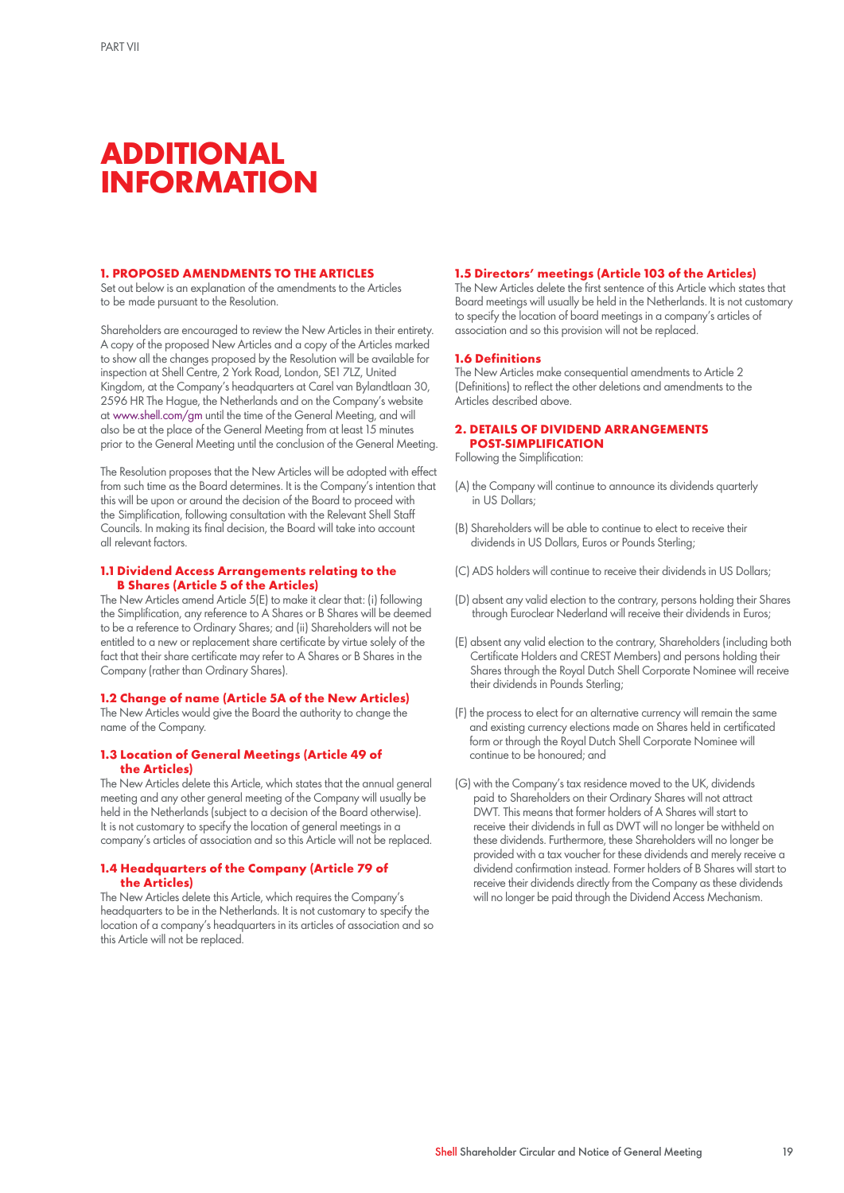# ADDITIONAL INFORMATION

## 1. PROPOSED AMENDMENTS TO THE ARTICLES

Set out below is an explanation of the amendments to the Articles to be made pursuant to the Resolution.

Shareholders are encouraged to review the New Articles in their entirety. A copy of the proposed New Articles and a copy of the Articles marked to show all the changes proposed by the Resolution will be available for inspection at Shell Centre, 2 York Road, London, SE1 7LZ, United Kingdom, at the Company's headquarters at Carel van Bylandtlaan 30, 2596 HR The Hague, the Netherlands and on the Company's website at www.shell.com/gm until the time of the General Meeting, and will also be at the place of the General Meeting from at least 15 minutes prior to the General Meeting until the conclusion of the General Meeting.

The Resolution proposes that the New Articles will be adopted with effect from such time as the Board determines. It is the Company's intention that this will be upon or around the decision of the Board to proceed with the Simplification, following consultation with the Relevant Shell Staff Councils. In making its final decision, the Board will take into account all relevant factors.

### 1.1 Dividend Access Arrangements relating to the B Shares (Article 5 of the Articles)

The New Articles amend Article 5(E) to make it clear that: (i) following the Simplification, any reference to A Shares or B Shares will be deemed to be a reference to Ordinary Shares; and (ii) Shareholders will not be entitled to a new or replacement share certificate by virtue solely of the fact that their share certificate may refer to A Shares or B Shares in the Company (rather than Ordinary Shares).

### 1.2 Change of name (Article 5A of the New Articles)

The New Articles would give the Board the authority to change the name of the Company.

### 1.3 Location of General Meetings (Article 49 of the Articles)

The New Articles delete this Article, which states that the annual general meeting and any other general meeting of the Company will usually be held in the Netherlands (subject to a decision of the Board otherwise). It is not customary to specify the location of general meetings in a company's articles of association and so this Article will not be replaced.

### 1.4 Headquarters of the Company (Article 79 of the Articles)

The New Articles delete this Article, which requires the Company's headquarters to be in the Netherlands. It is not customary to specify the location of a company's headquarters in its articles of association and so this Article will not be replaced.

### 1.5 Directors' meetings (Article 103 of the Articles)

The New Articles delete the first sentence of this Article which states that Board meetings will usually be held in the Netherlands. It is not customary to specify the location of board meetings in a company's articles of association and so this provision will not be replaced.

### 1.6 Definitions

The New Articles make consequential amendments to Article 2 (Definitions) to reflect the other deletions and amendments to the Articles described above.

## 2. DETAILS OF DIVIDEND ARRANGEMENTS POST-SIMPLIFICATION

Following the Simplification:

(A) the Company will continue to announce its dividends quarterly in US Dollars;

(B) Shareholders will be able to continue to elect to receive their dividends in US Dollars, Euros or Pounds Sterling;

(C) ADS holders will continue to receive their dividends in US Dollars;

(D) absent any valid election to the contrary, persons holding their Shares through Euroclear Nederland will receive their dividends in Euros;

(E) absent any valid election to the contrary, Shareholders (including both Certificate Holders and CREST Members) and persons holding their Shares through the Royal Dutch Shell Corporate Nominee will receive their dividends in Pounds Sterling;

(F) the process to elect for an alternative currency will remain the same and existing currency elections made on Shares held in certificated form or through the Royal Dutch Shell Corporate Nominee will continue to be honoured; and

(G) with the Company's tax residence moved to the UK, dividends paid to Shareholders on their Ordinary Shares will not attract DWT. This means that former holders of A Shares will start to receive their dividends in full as DWT will no longer be withheld on these dividends. Furthermore, these Shareholders will no longer be provided with a tax voucher for these dividends and merely receive a dividend confirmation instead. Former holders of B Shares will start to receive their dividends directly from the Company as these dividends will no longer be paid through the Dividend Access Mechanism.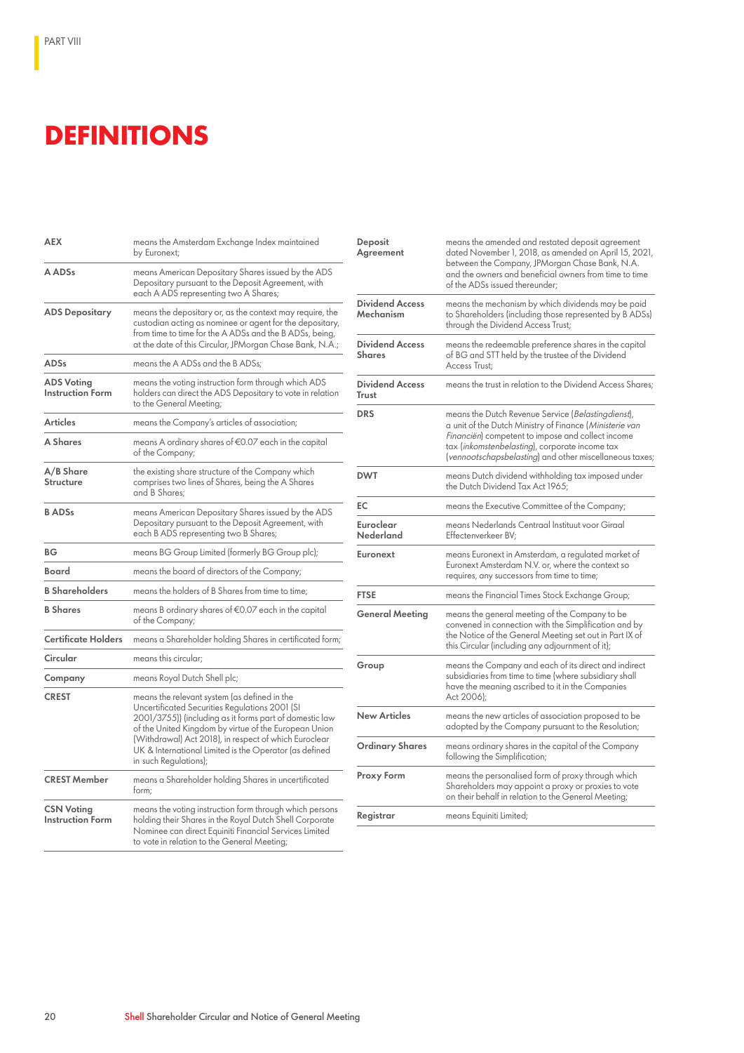# DEFINITIONS

| | |
|---|---|
| **AEX** | means the Amsterdam Exchange Index maintained by Euronext; |
| **A ADSs** | means American Depositary Shares issued by the ADS Depositary pursuant to the Deposit Agreement, with each A ADS representing two A Shares; |
| **ADS Depositary** | means the depositary or, as the context may require, the custodian acting as nominee or agent for the depositary, from time to time for the A ADSs and the B ADSs, being, at the date of this Circular, JPMorgan Chase Bank, N.A.; |
| **ADSs** | means the A ADSs and the B ADSs; |
| **ADS Voting Instruction Form** | means the voting instruction form through which ADS holders can direct the ADS Depositary to vote in relation to the General Meeting; |
| **Articles** | means the Company's articles of association; |
| **A Shares** | means A ordinary shares of €0.07 each in the capital of the Company; |
| **A/B Share Structure** | the existing share structure of the Company which comprises two lines of Shares, being the A Shares and B Shares; |
| **B ADSs** | means American Depositary Shares issued by the ADS Depositary pursuant to the Deposit Agreement, with each B ADS representing two B Shares; |
| **BG** | means BG Group Limited (formerly BG Group plc); |
| **Board** | means the board of directors of the Company; |
| **B Shareholders** | means the holders of B Shares from time to time; |
| **B Shares** | means B ordinary shares of €0.07 each in the capital of the Company; |
| **Certificate Holders** | means a Shareholder holding Shares in certificated form; |
| **Circular** | means this circular; |
| **Company** | means Royal Dutch Shell plc; |
| **CREST** | means the relevant system (as defined in the Uncertificated Securities Regulations 2001 (SI 2001/3755)) (including as it forms part of domestic law of the United Kingdom by virtue of the European Union (Withdrawal) Act 2018), in respect of which Euroclear UK & International Limited is the Operator (as defined in such Regulations); |
| **CREST Member** | means a Shareholder holding Shares in uncertificated form; |
| **CSN Voting Instruction Form** | means the voting instruction form through which persons holding their Shares in the Royal Dutch Shell Corporate Nominee can direct Equiniti Financial Services Limited to vote in relation to the General Meeting; |
| **Deposit Agreement** | means the amended and restated deposit agreement dated November 1, 2018, as amended on April 15, 2021, between the Company, JPMorgan Chase Bank, N.A. and the owners and beneficial owners from time to time of the ADSs issued thereunder; |
| **Dividend Access Mechanism** | means the mechanism by which dividends may be paid to Shareholders (including those represented by B ADSs) through the Dividend Access Trust; |
| **Dividend Access Shares** | means the redeemable preference shares in the capital of BG and STT held by the trustee of the Dividend Access Trust; |
| **Dividend Access Trust** | means the trust in relation to the Dividend Access Shares; |
| **DRS** | means the Dutch Revenue Service (*Belastingdienst*), a unit of the Dutch Ministry of Finance (*Ministerie van Financiën*) competent to impose and collect income tax (*inkomstenbelasting*), corporate income tax (*vennootschapsbelasting*) and other miscellaneous taxes; |
| **DWT** | means Dutch dividend withholding tax imposed under the Dutch Dividend Tax Act 1965; |
| **EC** | means the Executive Committee of the Company; |
| **Euroclear Nederland** | means Nederlands Centraal Instituut voor Giraal Effectenverkeer BV; |
| **Euronext** | means Euronext in Amsterdam, a regulated market of Euronext Amsterdam N.V. or, where the context so requires, any successors from time to time; |
| **FTSE** | means the Financial Times Stock Exchange Group; |
| **General Meeting** | means the general meeting of the Company to be convened in connection with the Simplification and by the Notice of the General Meeting set out in Part IX of this Circular (including any adjournment of it); |
| **Group** | means the Company and each of its direct and indirect subsidiaries from time to time (where subsidiary shall have the meaning ascribed to it in the Companies Act 2006); |
| **New Articles** | means the new articles of association proposed to be adopted by the Company pursuant to the Resolution; |
| **Ordinary Shares** | means ordinary shares in the capital of the Company following the Simplification; |
| **Proxy Form** | means the personalised form of proxy through which Shareholders may appoint a proxy or proxies to vote on their behalf in relation to the General Meeting; |
| **Registrar** | means Equiniti Limited; |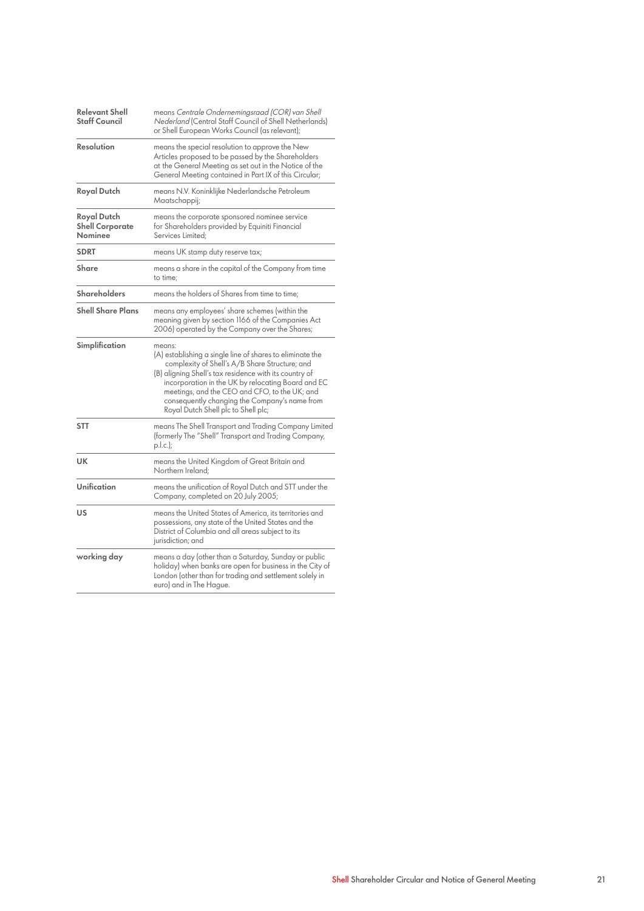| | |
|---|---|
| **Relevant Shell Staff Council** | means *Centrale Ondernemingsraad (COR) van Shell Nederland* (Central Staff Council of Shell Netherlands) or Shell European Works Council (as relevant); |
| **Resolution** | means the special resolution to approve the New Articles proposed to be passed by the Shareholders at the General Meeting as set out in the Notice of the General Meeting contained in Part IX of this Circular; |
| **Royal Dutch** | means N.V. Koninklijke Nederlandsche Petroleum Maatschappij; |
| **Royal Dutch Shell Corporate Nominee** | means the corporate sponsored nominee service for Shareholders provided by Equiniti Financial Services Limited; |
| **SDRT** | means UK stamp duty reserve tax; |
| **Share** | means a share in the capital of the Company from time to time; |
| **Shareholders** | means the holders of Shares from time to time; |
| **Shell Share Plans** | means any employees' share schemes (within the meaning given by section 1166 of the Companies Act 2006) operated by the Company over the Shares; |
| **Simplification** | means:<br>(A) establishing a single line of shares to eliminate the complexity of Shell's A/B Share Structure; and<br>(B) aligning Shell's tax residence with its country of incorporation in the UK by relocating Board and EC meetings, and the CEO and CFO, to the UK; and consequently changing the Company's name from Royal Dutch Shell plc to Shell plc; |
| **STT** | means The Shell Transport and Trading Company Limited (formerly The "Shell" Transport and Trading Company, p.l.c.); |
| **UK** | means the United Kingdom of Great Britain and Northern Ireland; |
| **Unification** | means the unification of Royal Dutch and STT under the Company, completed on 20 July 2005; |
| **US** | means the United States of America, its territories and possessions, any state of the United States and the District of Columbia and all areas subject to its jurisdiction; and |
| **working day** | means a day (other than a Saturday, Sunday or public holiday) when banks are open for business in the City of London (other than for trading and settlement solely in euro) and in The Hague. |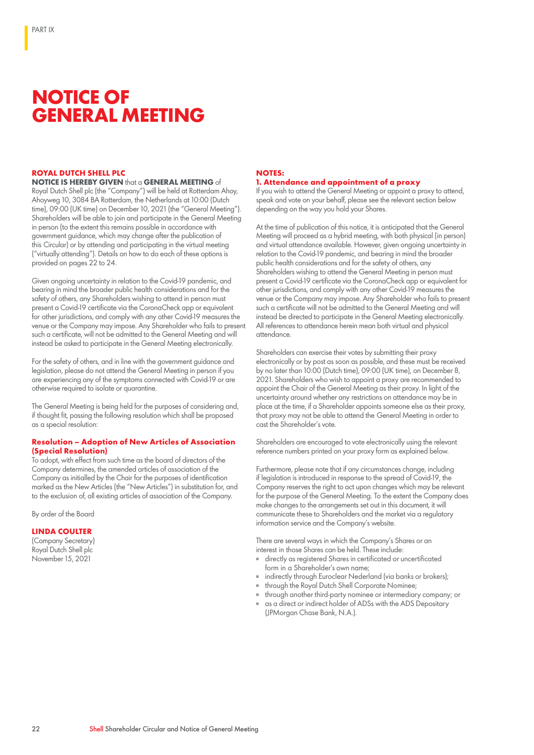# NOTICE OF GENERAL MEETING

**ROYAL DUTCH SHELL PLC**

**NOTICE IS HEREBY GIVEN** that a **GENERAL MEETING** of Royal Dutch Shell plc (the "Company") will be held at Rotterdam Ahoy, Ahoyweg 10, 3084 BA Rotterdam, the Netherlands at 10:00 (Dutch time), 09:00 (UK time) on December 10, 2021 (the "General Meeting"). Shareholders will be able to join and participate in the General Meeting in person (to the extent this remains possible in accordance with government guidance, which may change after the publication of this Circular) or by attending and participating in the virtual meeting ("virtually attending"). Details on how to do each of these options is provided on pages 22 to 24.

Given ongoing uncertainty in relation to the Covid-19 pandemic, and bearing in mind the broader public health considerations and for the safety of others, any Shareholders wishing to attend in person must present a Covid-19 certificate via the CoronaCheck app or equivalent for other jurisdictions, and comply with any other Covid-19 measures the venue or the Company may impose. Any Shareholder who fails to present such a certificate, will not be admitted to the General Meeting and will instead be asked to participate in the General Meeting electronically.

For the safety of others, and in line with the government guidance and legislation, please do not attend the General Meeting in person if you are experiencing any of the symptoms connected with Covid-19 or are otherwise required to isolate or quarantine.

The General Meeting is being held for the purposes of considering and, if thought fit, passing the following resolution which shall be proposed as a special resolution:

### Resolution – Adoption of New Articles of Association (Special Resolution)

To adopt, with effect from such time as the board of directors of the Company determines, the amended articles of association of the Company as initialled by the Chair for the purposes of identification marked as the New Articles (the "New Articles") in substitution for, and to the exclusion of, all existing articles of association of the Company.

By order of the Board

**LINDA COULTER**
(Company Secretary)
Royal Dutch Shell plc
November 15, 2021

## NOTES:

### 1. Attendance and appointment of a proxy

If you wish to attend the General Meeting or appoint a proxy to attend, speak and vote on your behalf, please see the relevant section below depending on the way you hold your Shares.

At the time of publication of this notice, it is anticipated that the General Meeting will proceed as a hybrid meeting, with both physical (in person) and virtual attendance available. However, given ongoing uncertainty in relation to the Covid-19 pandemic, and bearing in mind the broader public health considerations and for the safety of others, any Shareholders wishing to attend the General Meeting in person must present a Covid-19 certificate via the CoronaCheck app or equivalent for other jurisdictions, and comply with any other Covid-19 measures the venue or the Company may impose. Any Shareholder who fails to present such a certificate will not be admitted to the General Meeting and will instead be directed to participate in the General Meeting electronically. All references to attendance herein mean both virtual and physical attendance.

Shareholders can exercise their votes by submitting their proxy electronically or by post as soon as possible, and these must be received by no later than 10:00 (Dutch time), 09:00 (UK time), on December 8, 2021. Shareholders who wish to appoint a proxy are recommended to appoint the Chair of the General Meeting as their proxy. In light of the uncertainty around whether any restrictions on attendance may be in place at the time, if a Shareholder appoints someone else as their proxy, that proxy may not be able to attend the General Meeting in order to cast the Shareholder's vote.

Shareholders are encouraged to vote electronically using the relevant reference numbers printed on your proxy form as explained below.

Furthermore, please note that if any circumstances change, including if legislation is introduced in response to the spread of Covid-19, the Company reserves the right to act upon changes which may be relevant for the purpose of the General Meeting. To the extent the Company does make changes to the arrangements set out in this document, it will communicate these to Shareholders and the market via a regulatory information service and the Company's website.

There are several ways in which the Company's Shares or an interest in those Shares can be held. These include:

- directly as registered Shares in certificated or uncertificated form in a Shareholder's own name;
- indirectly through Euroclear Nederland (via banks or brokers);
- through the Royal Dutch Shell Corporate Nominee;
- through another third-party nominee or intermediary company; or
- as a direct or indirect holder of ADSs with the ADS Depositary (JPMorgan Chase Bank, N.A.).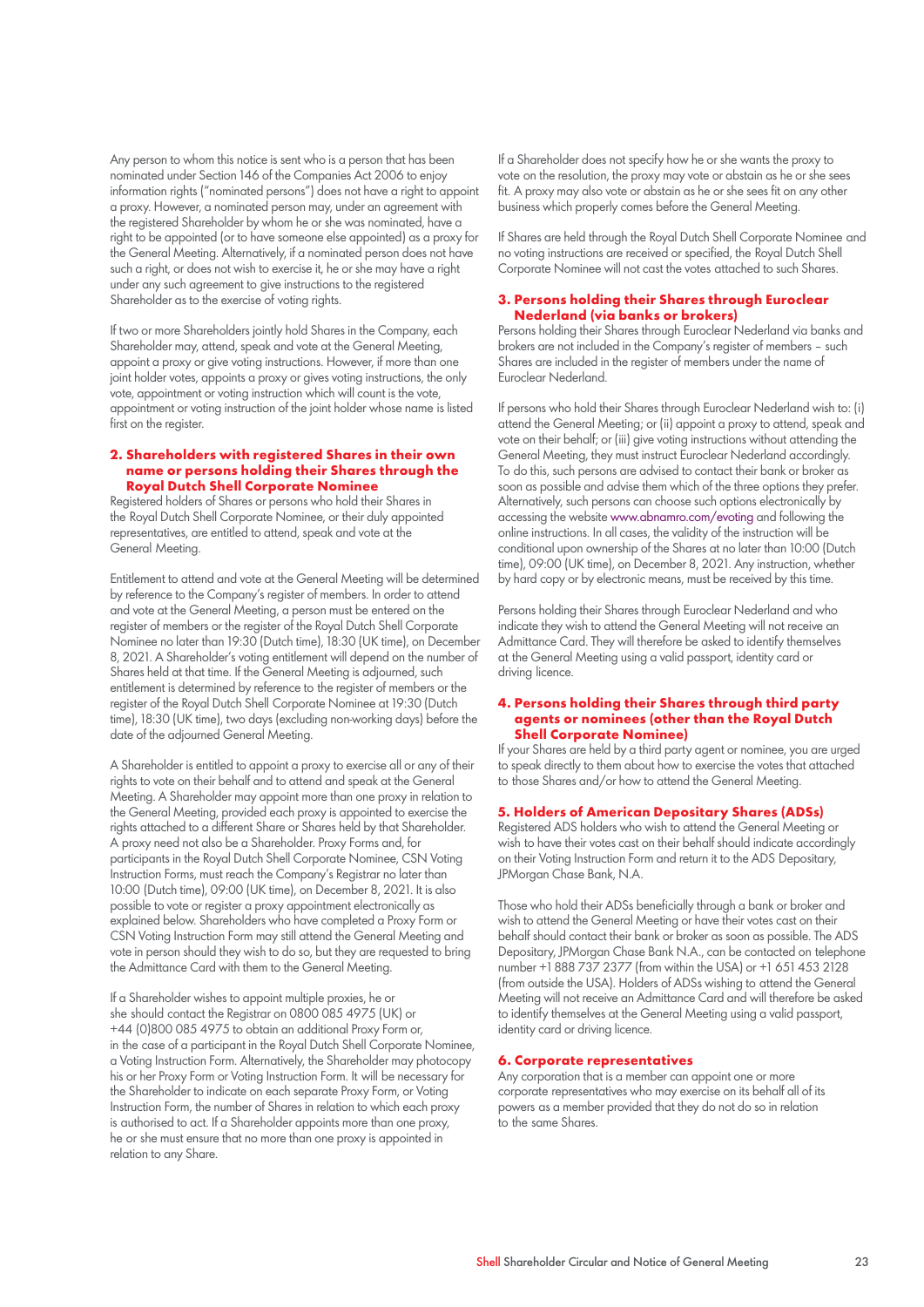Any person to whom this notice is sent who is a person that has been nominated under Section 146 of the Companies Act 2006 to enjoy information rights ("nominated persons") does not have a right to appoint a proxy. However, a nominated person may, under an agreement with the registered Shareholder by whom he or she was nominated, have a right to be appointed (or to have someone else appointed) as a proxy for the General Meeting. Alternatively, if a nominated person does not have such a right, or does not wish to exercise it, he or she may have a right under any such agreement to give instructions to the registered Shareholder as to the exercise of voting rights.

If two or more Shareholders jointly hold Shares in the Company, each Shareholder may, attend, speak and vote at the General Meeting, appoint a proxy or give voting instructions. However, if more than one joint holder votes, appoints a proxy or gives voting instructions, the only vote, appointment or voting instruction which will count is the vote, appointment or voting instruction of the joint holder whose name is listed first on the register.

## 2. Shareholders with registered Shares in their own name or persons holding their Shares through the Royal Dutch Shell Corporate Nominee

Registered holders of Shares or persons who hold their Shares in the Royal Dutch Shell Corporate Nominee, or their duly appointed representatives, are entitled to attend, speak and vote at the General Meeting.

Entitlement to attend and vote at the General Meeting will be determined by reference to the Company's register of members. In order to attend and vote at the General Meeting, a person must be entered on the register of members or the register of the Royal Dutch Shell Corporate Nominee no later than 19:30 (Dutch time), 18:30 (UK time), on December 8, 2021. A Shareholder's voting entitlement will depend on the number of Shares held at that time. If the General Meeting is adjourned, such entitlement is determined by reference to the register of members or the register of the Royal Dutch Shell Corporate Nominee at 19:30 (Dutch time), 18:30 (UK time), two days (excluding non-working days) before the date of the adjourned General Meeting.

A Shareholder is entitled to appoint a proxy to exercise all or any of their rights to vote on their behalf and to attend and speak at the General Meeting. A Shareholder may appoint more than one proxy in relation to the General Meeting, provided each proxy is appointed to exercise the rights attached to a different Share or Shares held by that Shareholder. A proxy need not also be a Shareholder. Proxy Forms and, for participants in the Royal Dutch Shell Corporate Nominee, CSN Voting Instruction Forms, must reach the Company's Registrar no later than 10:00 (Dutch time), 09:00 (UK time), on December 8, 2021. It is also possible to vote or register a proxy appointment electronically as explained below. Shareholders who have completed a Proxy Form or CSN Voting Instruction Form may still attend the General Meeting and vote in person should they wish to do so, but they are requested to bring the Admittance Card with them to the General Meeting.

If a Shareholder wishes to appoint multiple proxies, he or she should contact the Registrar on 0800 085 4975 (UK) or +44 (0)800 085 4975 to obtain an additional Proxy Form or, in the case of a participant in the Royal Dutch Shell Corporate Nominee, a Voting Instruction Form. Alternatively, the Shareholder may photocopy his or her Proxy Form or Voting Instruction Form. It will be necessary for the Shareholder to indicate on each separate Proxy Form, or Voting Instruction Form, the number of Shares in relation to which each proxy is authorised to act. If a Shareholder appoints more than one proxy, he or she must ensure that no more than one proxy is appointed in relation to any Share.

If a Shareholder does not specify how he or she wants the proxy to vote on the resolution, the proxy may vote or abstain as he or she sees fit. A proxy may also vote or abstain as he or she sees fit on any other business which properly comes before the General Meeting.

If Shares are held through the Royal Dutch Shell Corporate Nominee and no voting instructions are received or specified, the Royal Dutch Shell Corporate Nominee will not cast the votes attached to such Shares.

## 3. Persons holding their Shares through Euroclear Nederland (via banks or brokers)

Persons holding their Shares through Euroclear Nederland via banks and brokers are not included in the Company's register of members – such Shares are included in the register of members under the name of Euroclear Nederland.

If persons who hold their Shares through Euroclear Nederland wish to: (i) attend the General Meeting; or (ii) appoint a proxy to attend, speak and vote on their behalf; or (iii) give voting instructions without attending the General Meeting, they must instruct Euroclear Nederland accordingly. To do this, such persons are advised to contact their bank or broker as soon as possible and advise them which of the three options they prefer. Alternatively, such persons can choose such options electronically by accessing the website www.abnamro.com/evoting and following the online instructions. In all cases, the validity of the instruction will be conditional upon ownership of the Shares at no later than 10:00 (Dutch time), 09:00 (UK time), on December 8, 2021. Any instruction, whether by hard copy or by electronic means, must be received by this time.

Persons holding their Shares through Euroclear Nederland and who indicate they wish to attend the General Meeting will not receive an Admittance Card. They will therefore be asked to identify themselves at the General Meeting using a valid passport, identity card or driving licence.

## 4. Persons holding their Shares through third party agents or nominees (other than the Royal Dutch Shell Corporate Nominee)

If your Shares are held by a third party agent or nominee, you are urged to speak directly to them about how to exercise the votes that attached to those Shares and/or how to attend the General Meeting.

## 5. Holders of American Depositary Shares (ADSs)

Registered ADS holders who wish to attend the General Meeting or wish to have their votes cast on their behalf should indicate accordingly on their Voting Instruction Form and return it to the ADS Depositary, JPMorgan Chase Bank, N.A.

Those who hold their ADSs beneficially through a bank or broker and wish to attend the General Meeting or have their votes cast on their behalf should contact their bank or broker as soon as possible. The ADS Depositary, JPMorgan Chase Bank N.A., can be contacted on telephone number +1 888 737 2377 (from within the USA) or +1 651 453 2128 (from outside the USA). Holders of ADSs wishing to attend the General Meeting will not receive an Admittance Card and will therefore be asked to identify themselves at the General Meeting using a valid passport, identity card or driving licence.

## 6. Corporate representatives

Any corporation that is a member can appoint one or more corporate representatives who may exercise on its behalf all of its powers as a member provided that they do not do so in relation to the same Shares.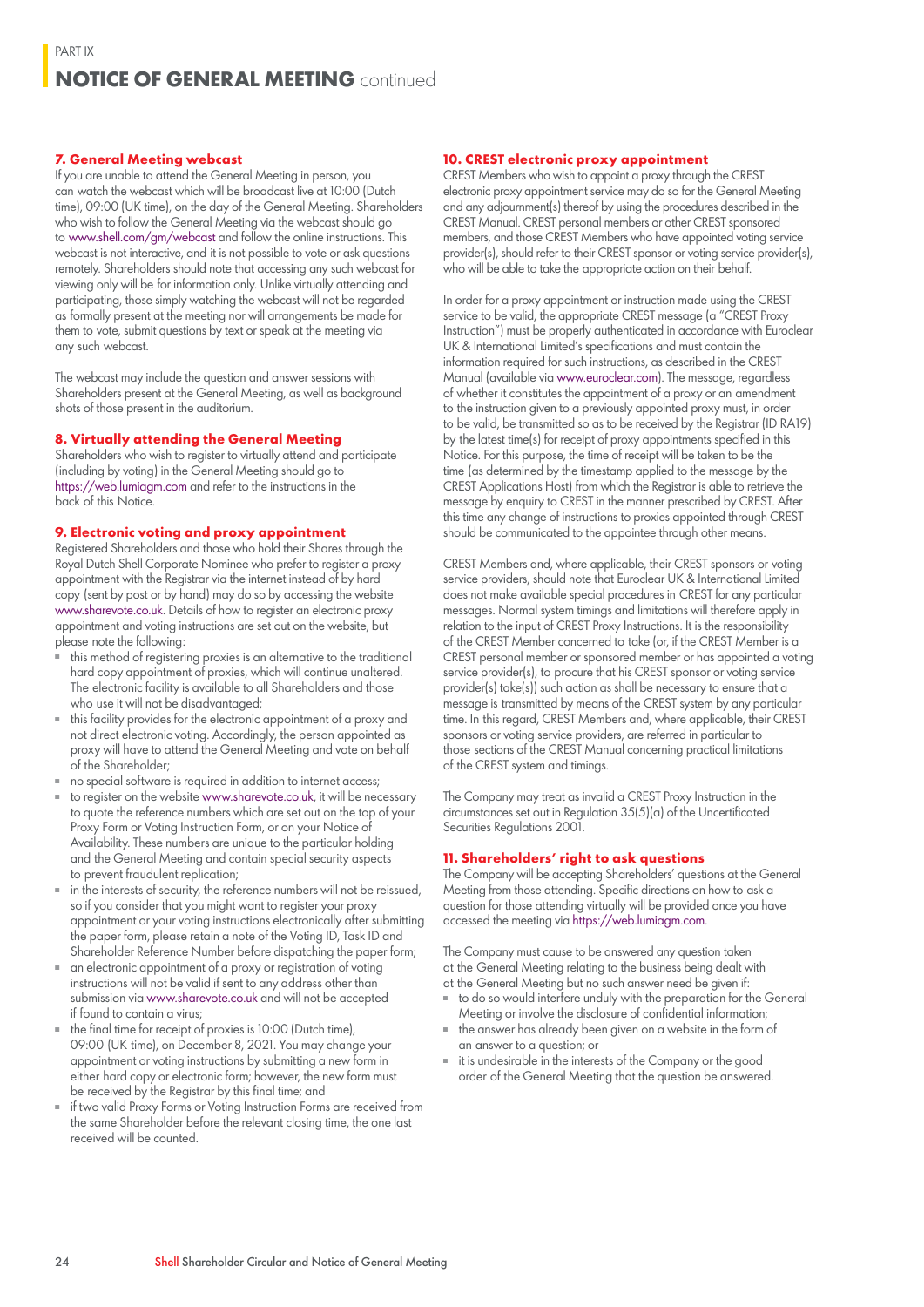### 7. General Meeting webcast

If you are unable to attend the General Meeting in person, you can watch the webcast which will be broadcast live at 10:00 (Dutch time), 09:00 (UK time), on the day of the General Meeting. Shareholders who wish to follow the General Meeting via the webcast should go to www.shell.com/gm/webcast and follow the online instructions. This webcast is not interactive, and it is not possible to vote or ask questions remotely. Shareholders should note that accessing any such webcast for viewing only will be for information only. Unlike virtually attending and participating, those simply watching the webcast will not be regarded as formally present at the meeting nor will arrangements be made for them to vote, submit questions by text or speak at the meeting via any such webcast.

The webcast may include the question and answer sessions with Shareholders present at the General Meeting, as well as background shots of those present in the auditorium.

### 8. Virtually attending the General Meeting

Shareholders who wish to register to virtually attend and participate (including by voting) in the General Meeting should go to https://web.lumiagm.com and refer to the instructions in the back of this Notice.

### 9. Electronic voting and proxy appointment

Registered Shareholders and those who hold their Shares through the Royal Dutch Shell Corporate Nominee who prefer to register a proxy appointment with the Registrar via the internet instead of by hard copy (sent by post or by hand) may do so by accessing the website www.sharevote.co.uk. Details of how to register an electronic proxy appointment and voting instructions are set out on the website, but please note the following:

- this method of registering proxies is an alternative to the traditional hard copy appointment of proxies, which will continue unaltered. The electronic facility is available to all Shareholders and those who use it will not be disadvantaged;
- this facility provides for the electronic appointment of a proxy and not direct electronic voting. Accordingly, the person appointed as proxy will have to attend the General Meeting and vote on behalf of the Shareholder;
- no special software is required in addition to internet access;
- to register on the website www.sharevote.co.uk, it will be necessary to quote the reference numbers which are set out on the top of your Proxy Form or Voting Instruction Form, or on your Notice of Availability. These numbers are unique to the particular holding and the General Meeting and contain special security aspects to prevent fraudulent replication;
- in the interests of security, the reference numbers will not be reissued, so if you consider that you might want to register your proxy appointment or your voting instructions electronically after submitting the paper form, please retain a note of the Voting ID, Task ID and Shareholder Reference Number before dispatching the paper form;
- an electronic appointment of a proxy or registration of voting instructions will not be valid if sent to any address other than submission via www.sharevote.co.uk and will not be accepted if found to contain a virus;
- the final time for receipt of proxies is 10:00 (Dutch time), 09:00 (UK time), on December 8, 2021. You may change your appointment or voting instructions by submitting a new form in either hard copy or electronic form; however, the new form must be received by the Registrar by this final time; and
- if two valid Proxy Forms or Voting Instruction Forms are received from the same Shareholder before the relevant closing time, the one last received will be counted.

### 10. CREST electronic proxy appointment

CREST Members who wish to appoint a proxy through the CREST electronic proxy appointment service may do so for the General Meeting and any adjournment(s) thereof by using the procedures described in the CREST Manual. CREST personal members or other CREST sponsored members, and those CREST Members who have appointed voting service provider(s), should refer to their CREST sponsor or voting service provider(s), who will be able to take the appropriate action on their behalf.

In order for a proxy appointment or instruction made using the CREST service to be valid, the appropriate CREST message (a "CREST Proxy Instruction") must be properly authenticated in accordance with Euroclear UK & International Limited's specifications and must contain the information required for such instructions, as described in the CREST Manual (available via www.euroclear.com). The message, regardless of whether it constitutes the appointment of a proxy or an amendment to the instruction given to a previously appointed proxy must, in order to be valid, be transmitted so as to be received by the Registrar (ID RA19) by the latest time(s) for receipt of proxy appointments specified in this Notice. For this purpose, the time of receipt will be taken to be the time (as determined by the timestamp applied to the message by the CREST Applications Host) from which the Registrar is able to retrieve the message by enquiry to CREST in the manner prescribed by CREST. After this time any change of instructions to proxies appointed through CREST should be communicated to the appointee through other means.

CREST Members and, where applicable, their CREST sponsors or voting service providers, should note that Euroclear UK & International Limited does not make available special procedures in CREST for any particular messages. Normal system timings and limitations will therefore apply in relation to the input of CREST Proxy Instructions. It is the responsibility of the CREST Member concerned to take (or, if the CREST Member is a CREST personal member or sponsored member or has appointed a voting service provider(s), to procure that his CREST sponsor or voting service provider(s) take(s)) such action as shall be necessary to ensure that a message is transmitted by means of the CREST system by any particular time. In this regard, CREST Members and, where applicable, their CREST sponsors or voting service providers, are referred in particular to those sections of the CREST Manual concerning practical limitations of the CREST system and timings.

The Company may treat as invalid a CREST Proxy Instruction in the circumstances set out in Regulation 35(5)(a) of the Uncertificated Securities Regulations 2001.

### 11. Shareholders' right to ask questions

The Company will be accepting Shareholders' questions at the General Meeting from those attending. Specific directions on how to ask a question for those attending virtually will be provided once you have accessed the meeting via https://web.lumiagm.com.

The Company must cause to be answered any question taken at the General Meeting relating to the business being dealt with at the General Meeting but no such answer need be given if:

- to do so would interfere unduly with the preparation for the General Meeting or involve the disclosure of confidential information;
- the answer has already been given on a website in the form of an answer to a question; or
- it is undesirable in the interests of the Company or the good order of the General Meeting that the question be answered.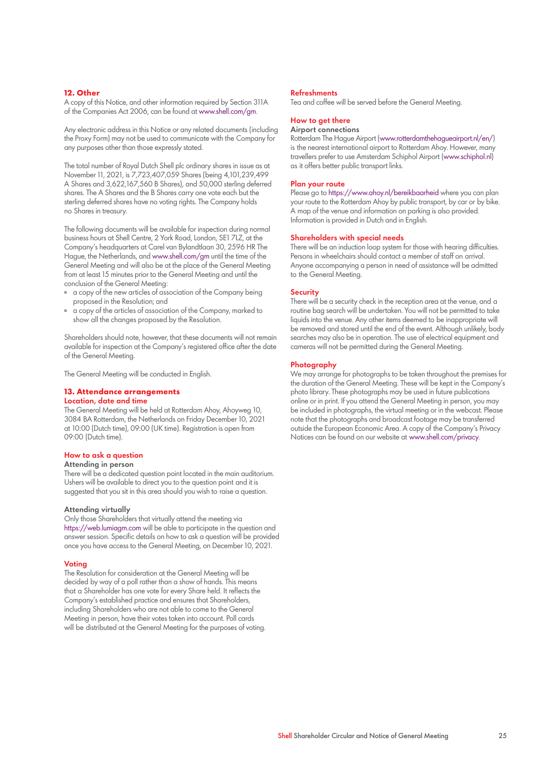## 12. Other

A copy of this Notice, and other information required by Section 311A of the Companies Act 2006, can be found at www.shell.com/gm.

Any electronic address in this Notice or any related documents (including the Proxy Form) may not be used to communicate with the Company for any purposes other than those expressly stated.

The total number of Royal Dutch Shell plc ordinary shares in issue as at November 11, 2021, is 7,723,407,059 Shares (being 4,101,239,499 A Shares and 3,622,167,560 B Shares), and 50,000 sterling deferred shares. The A Shares and the B Shares carry one vote each but the sterling deferred shares have no voting rights. The Company holds no Shares in treasury.

The following documents will be available for inspection during normal business hours at Shell Centre, 2 York Road, London, SE1 7LZ, at the Company's headquarters at Carel van Bylandtlaan 30, 2596 HR The Hague, the Netherlands, and www.shell.com/gm until the time of the General Meeting and will also be at the place of the General Meeting from at least 15 minutes prior to the General Meeting and until the conclusion of the General Meeting:

- a copy of the new articles of association of the Company being proposed in the Resolution; and
- a copy of the articles of association of the Company, marked to show all the changes proposed by the Resolution.

Shareholders should note, however, that these documents will not remain available for inspection at the Company's registered office after the date of the General Meeting.

The General Meeting will be conducted in English.

## 13. Attendance arrangements

### Location, date and time

The General Meeting will be held at Rotterdam Ahoy, Ahoyweg 10, 3084 BA Rotterdam, the Netherlands on Friday December 10, 2021 at 10:00 (Dutch time), 09:00 (UK time). Registration is open from 09:00 (Dutch time).

### How to ask a question

**Attending in person**

There will be a dedicated question point located in the main auditorium. Ushers will be available to direct you to the question point and it is suggested that you sit in this area should you wish to raise a question.

**Attending virtually**

Only those Shareholders that virtually attend the meeting via https://web.lumiagm.com will be able to participate in the question and answer session. Specific details on how to ask a question will be provided once you have access to the General Meeting, on December 10, 2021.

### Voting

The Resolution for consideration at the General Meeting will be decided by way of a poll rather than a show of hands. This means that a Shareholder has one vote for every Share held. It reflects the Company's established practice and ensures that Shareholders, including Shareholders who are not able to come to the General Meeting in person, have their votes taken into account. Poll cards will be distributed at the General Meeting for the purposes of voting.

### Refreshments

Tea and coffee will be served before the General Meeting.

### How to get there

**Airport connections**

Rotterdam The Hague Airport (www.rotterdamthehagueairport.nl/en/) is the nearest international airport to Rotterdam Ahoy. However, many travellers prefer to use Amsterdam Schiphol Airport (www.schiphol.nl) as it offers better public transport links.

### Plan your route

Please go to https://www.ahoy.nl/bereikbaarheid where you can plan your route to the Rotterdam Ahoy by public transport, by car or by bike. A map of the venue and information on parking is also provided. Information is provided in Dutch and in English.

### Shareholders with special needs

There will be an induction loop system for those with hearing difficulties. Persons in wheelchairs should contact a member of staff on arrival. Anyone accompanying a person in need of assistance will be admitted to the General Meeting.

### Security

There will be a security check in the reception area at the venue, and a routine bag search will be undertaken. You will not be permitted to take liquids into the venue. Any other items deemed to be inappropriate will be removed and stored until the end of the event. Although unlikely, body searches may also be in operation. The use of electrical equipment and cameras will not be permitted during the General Meeting.

### Photography

We may arrange for photographs to be taken throughout the premises for the duration of the General Meeting. These will be kept in the Company's photo library. These photographs may be used in future publications online or in print. If you attend the General Meeting in person, you may be included in photographs, the virtual meeting or in the webcast. Please note that the photographs and broadcast footage may be transferred outside the European Economic Area. A copy of the Company's Privacy Notices can be found on our website at www.shell.com/privacy.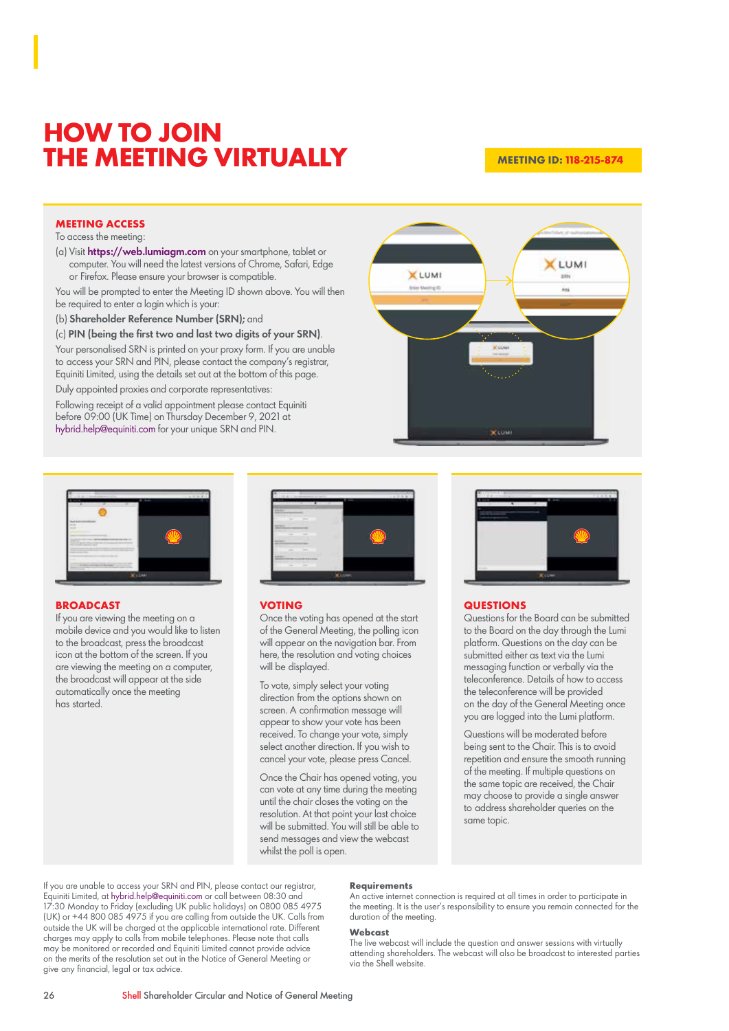# HOW TO JOIN THE MEETING VIRTUALLY

**MEETING ID: 118-215-874**

## MEETING ACCESS

To access the meeting:

(a) Visit **https://web.lumiagm.com** on your smartphone, tablet or computer. You will need the latest versions of Chrome, Safari, Edge or Firefox. Please ensure your browser is compatible.

You will be prompted to enter the Meeting ID shown above. You will then be required to enter a login which is your:

(b) **Shareholder Reference Number (SRN);** and

(c) **PIN (being the first two and last two digits of your SRN).**

Your personalised SRN is printed on your proxy form. If you are unable to access your SRN and PIN, please contact the company's registrar, Equiniti Limited, using the details set out at the bottom of this page.

Duly appointed proxies and corporate representatives:

Following receipt of a valid appointment please contact Equiniti before 09:00 (UK Time) on Thursday December 9, 2021 at hybrid.help@equiniti.com for your unique SRN and PIN.

## BROADCAST

If you are viewing the meeting on a mobile device and you would like to listen to the broadcast, press the broadcast icon at the bottom of the screen. If you are viewing the meeting on a computer, the broadcast will appear at the side automatically once the meeting has started.

## VOTING

Once the voting has opened at the start of the General Meeting, the polling icon will appear on the navigation bar. From here, the resolution and voting choices will be displayed.

To vote, simply select your voting direction from the options shown on screen. A confirmation message will appear to show your vote has been received. To change your vote, simply select another direction. If you wish to cancel your vote, please press Cancel.

Once the Chair has opened voting, you can vote at any time during the meeting until the chair closes the voting on the resolution. At that point your last choice will be submitted. You will still be able to send messages and view the webcast whilst the poll is open.

## QUESTIONS

Questions for the Board can be submitted to the Board on the day through the Lumi platform. Questions on the day can be submitted either as text via the Lumi messaging function or verbally via the teleconference. Details of how to access the teleconference will be provided on the day of the General Meeting once you are logged into the Lumi platform.

Questions will be moderated before being sent to the Chair. This is to avoid repetition and ensure the smooth running of the meeting. If multiple questions on the same topic are received, the Chair may choose to provide a single answer to address shareholder queries on the same topic.

If you are unable to access your SRN and PIN, please contact our registrar, Equiniti Limited, at hybrid.help@equiniti.com or call between 08:30 and 17:30 Monday to Friday (excluding UK public holidays) on 0800 085 4975 (UK) or +44 800 085 4975 if you are calling from outside the UK. Calls from outside the UK will be charged at the applicable international rate. Different charges may apply to calls from mobile telephones. Please note that calls may be monitored or recorded and Equiniti Limited cannot provide advice on the merits of the resolution set out in the Notice of General Meeting or give any financial, legal or tax advice.

**Requirements**

An active internet connection is required at all times in order to participate in the meeting. It is the user's responsibility to ensure you remain connected for the duration of the meeting.

**Webcast**

The live webcast will include the question and answer sessions with virtually attending shareholders. The webcast will also be broadcast to interested parties via the Shell website.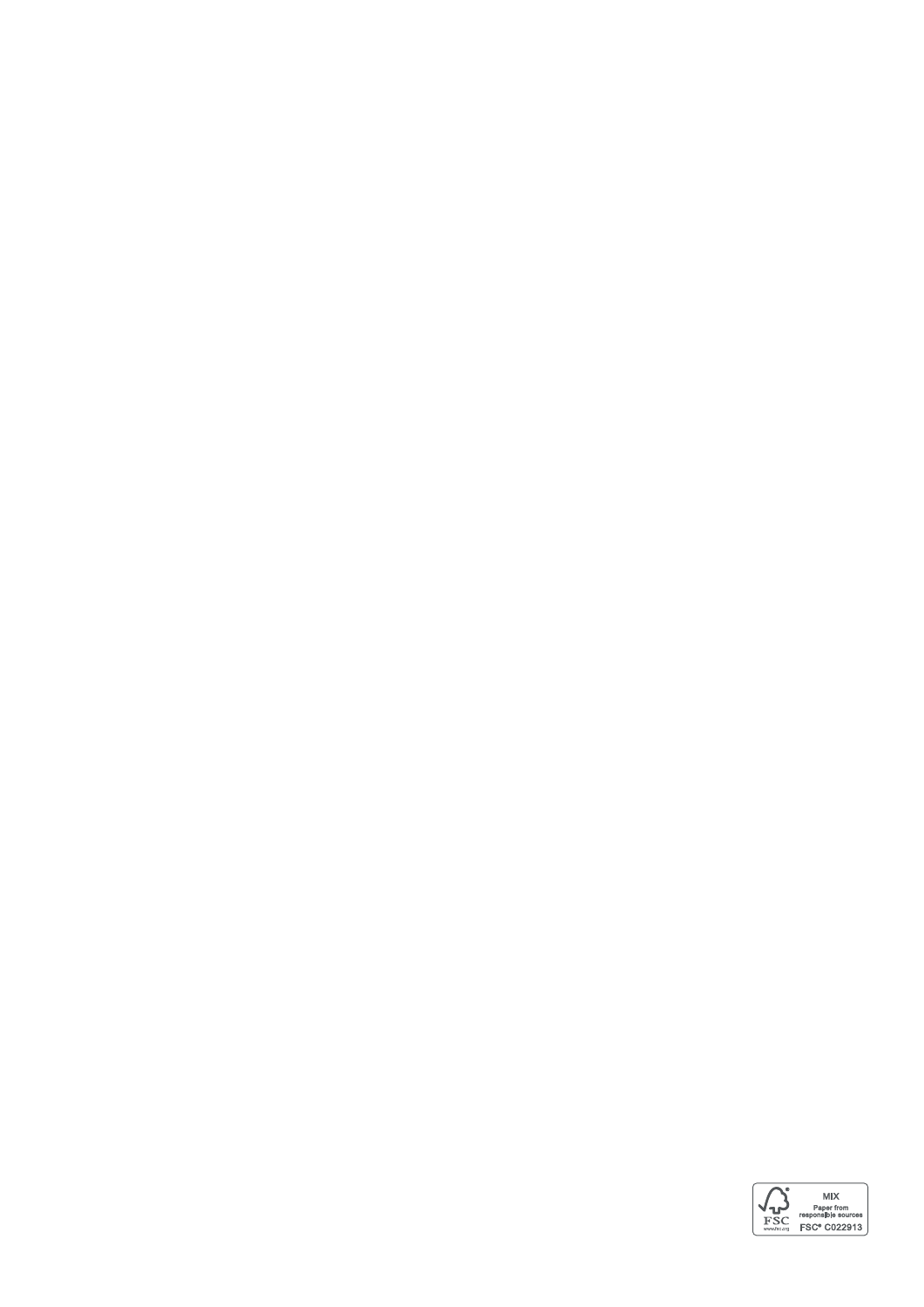MIX

Paper from responsible sources

FSC® C022913

www.fsc.org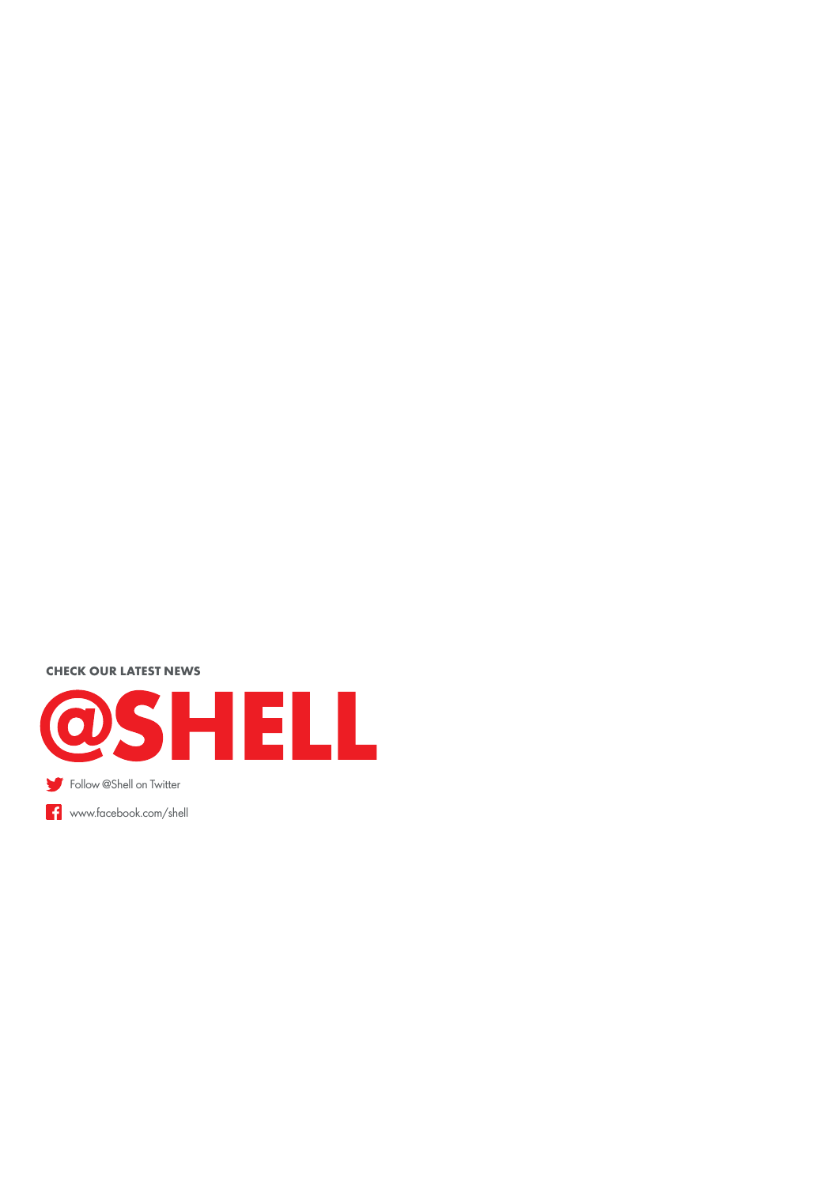**CHECK OUR LATEST NEWS**

# @SHELL

Follow @Shell on Twitter

www.facebook.com/shell